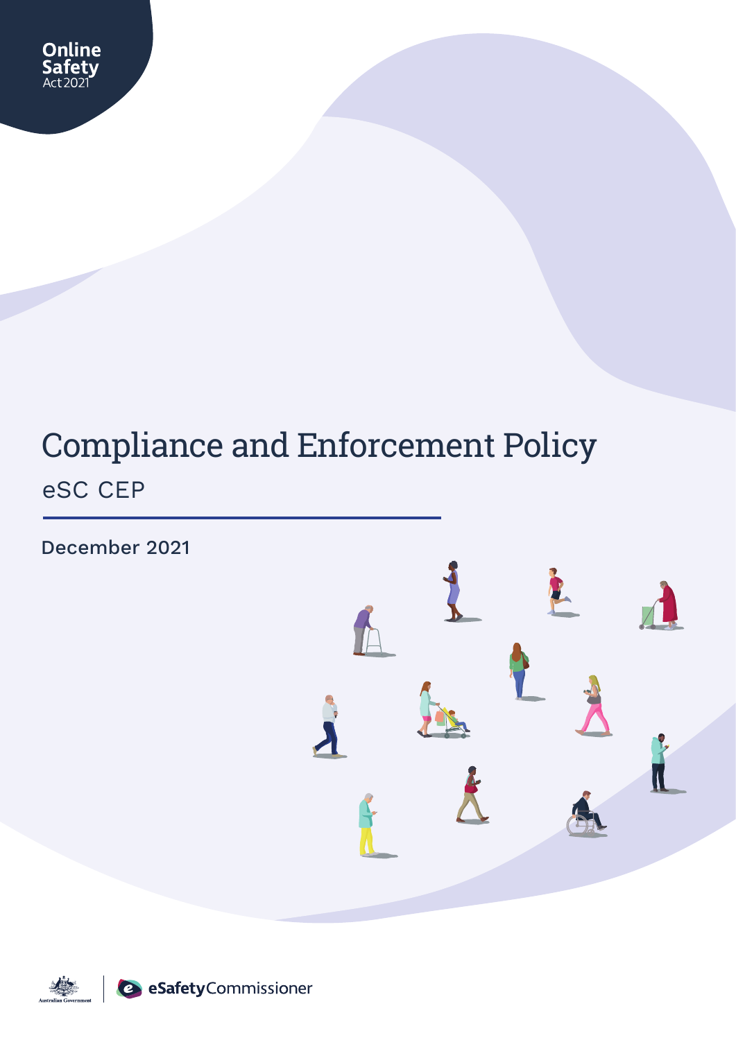Online Safety Act 2021

# Compliance and Enforcement Policy

## eSC CEP

December 2021

Australian Government | eSafety Commissioner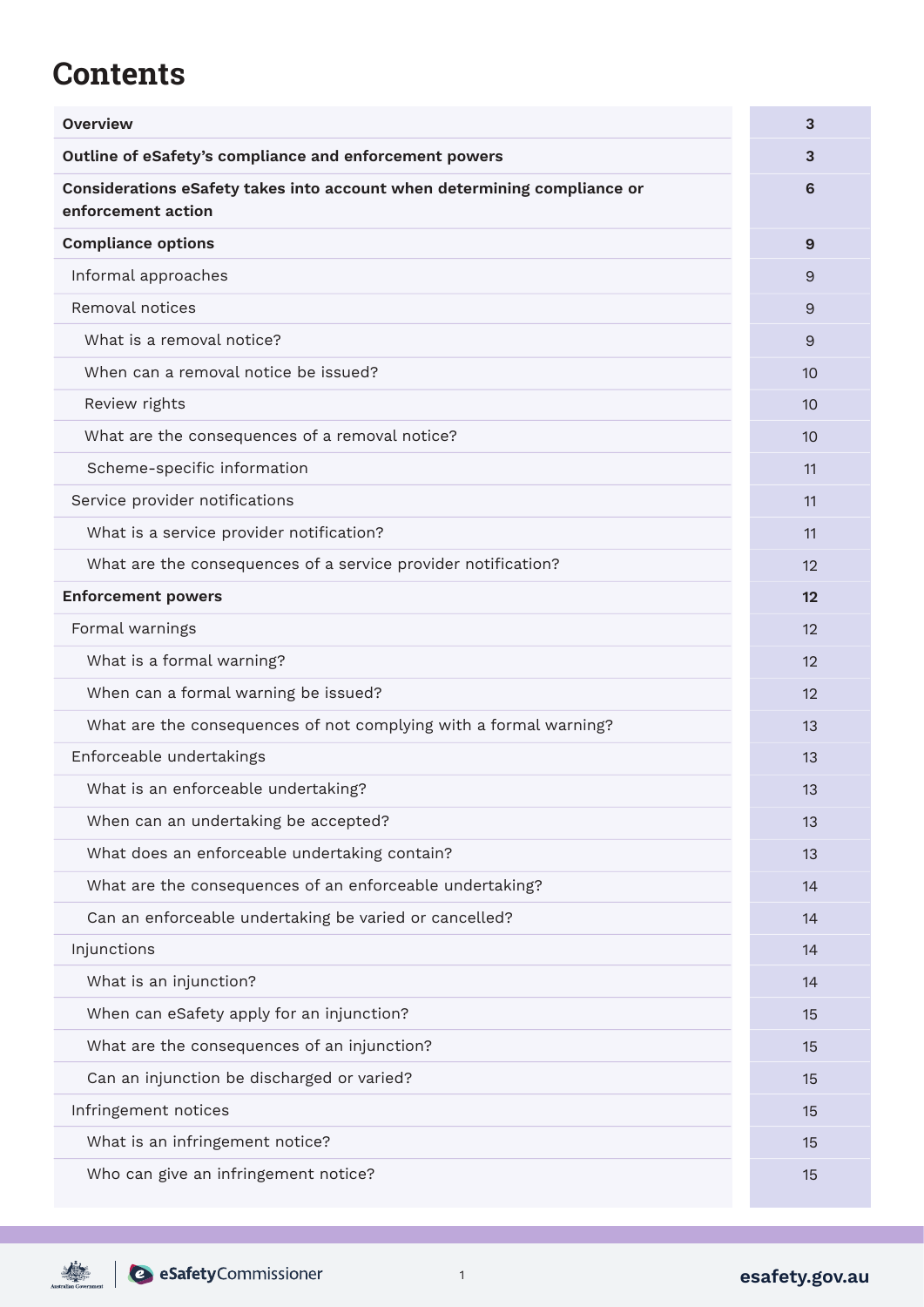# Contents

| | |
|---|---|
| **Overview** | **3** |
| **Outline of eSafety's compliance and enforcement powers** | **3** |
| **Considerations eSafety takes into account when determining compliance or enforcement action** | **6** |
| **Compliance options** | **9** |
| Informal approaches | 9 |
| Removal notices | 9 |
| What is a removal notice? | 9 |
| When can a removal notice be issued? | 10 |
| Review rights | 10 |
| What are the consequences of a removal notice? | 10 |
| Scheme-specific information | 11 |
| Service provider notifications | 11 |
| What is a service provider notification? | 11 |
| What are the consequences of a service provider notification? | 12 |
| **Enforcement powers** | **12** |
| Formal warnings | 12 |
| What is a formal warning? | 12 |
| When can a formal warning be issued? | 12 |
| What are the consequences of not complying with a formal warning? | 13 |
| Enforceable undertakings | 13 |
| What is an enforceable undertaking? | 13 |
| When can an undertaking be accepted? | 13 |
| What does an enforceable undertaking contain? | 13 |
| What are the consequences of an enforceable undertaking? | 14 |
| Can an enforceable undertaking be varied or cancelled? | 14 |
| Injunctions | 14 |
| What is an injunction? | 14 |
| When can eSafety apply for an injunction? | 15 |
| What are the consequences of an injunction? | 15 |
| Can an injunction be discharged or varied? | 15 |
| Infringement notices | 15 |
| What is an infringement notice? | 15 |
| Who can give an infringement notice? | 15 |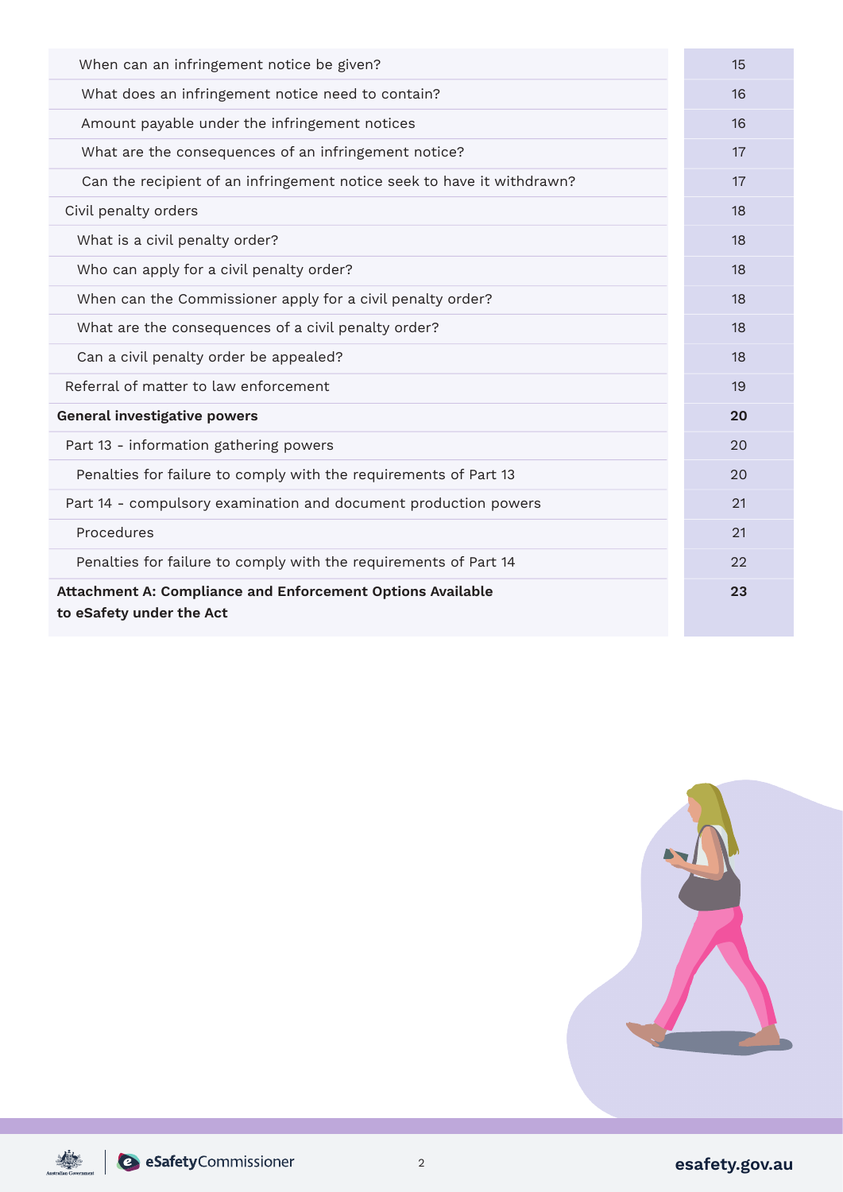| | |
|---|---|
| When can an infringement notice be given? | 15 |
| What does an infringement notice need to contain? | 16 |
| Amount payable under the infringement notices | 16 |
| What are the consequences of an infringement notice? | 17 |
| Can the recipient of an infringement notice seek to have it withdrawn? | 17 |
| Civil penalty orders | 18 |
| What is a civil penalty order? | 18 |
| Who can apply for a civil penalty order? | 18 |
| When can the Commissioner apply for a civil penalty order? | 18 |
| What are the consequences of a civil penalty order? | 18 |
| Can a civil penalty order be appealed? | 18 |
| Referral of matter to law enforcement | 19 |
| **General investigative powers** | **20** |
| Part 13 - information gathering powers | 20 |
| Penalties for failure to comply with the requirements of Part 13 | 20 |
| Part 14 - compulsory examination and document production powers | 21 |
| Procedures | 21 |
| Penalties for failure to comply with the requirements of Part 14 | 22 |
| **Attachment A: Compliance and Enforcement Options Available to eSafety under the Act** | **23** |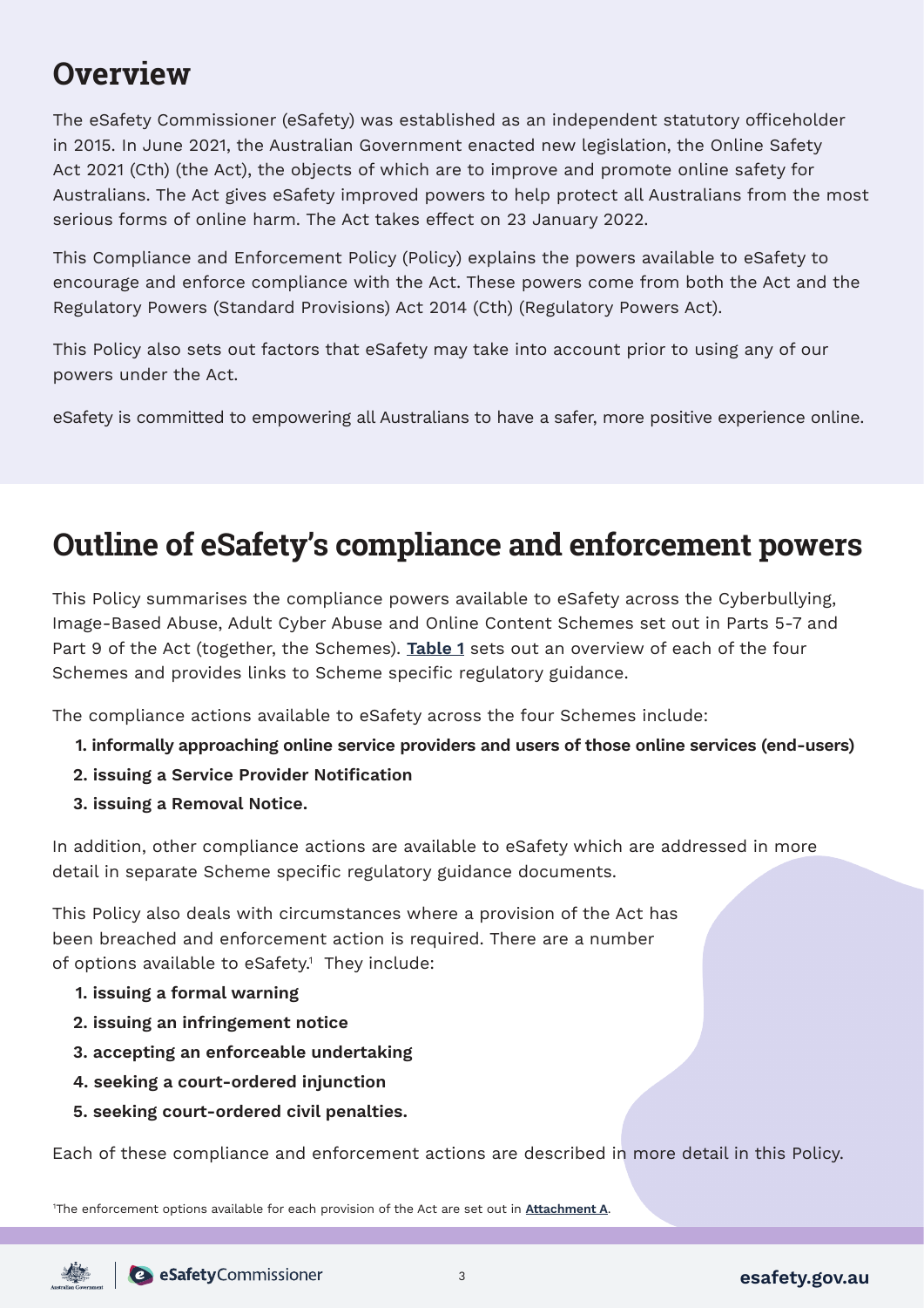# Overview

The eSafety Commissioner (eSafety) was established as an independent statutory officeholder in 2015. In June 2021, the Australian Government enacted new legislation, the Online Safety Act 2021 (Cth) (the Act), the objects of which are to improve and promote online safety for Australians. The Act gives eSafety improved powers to help protect all Australians from the most serious forms of online harm. The Act takes effect on 23 January 2022.

This Compliance and Enforcement Policy (Policy) explains the powers available to eSafety to encourage and enforce compliance with the Act. These powers come from both the Act and the Regulatory Powers (Standard Provisions) Act 2014 (Cth) (Regulatory Powers Act).

This Policy also sets out factors that eSafety may take into account prior to using any of our powers under the Act.

eSafety is committed to empowering all Australians to have a safer, more positive experience online.

# Outline of eSafety's compliance and enforcement powers

This Policy summarises the compliance powers available to eSafety across the Cyberbullying, Image-Based Abuse, Adult Cyber Abuse and Online Content Schemes set out in Parts 5-7 and Part 9 of the Act (together, the Schemes). **Table 1** sets out an overview of each of the four Schemes and provides links to Scheme specific regulatory guidance.

The compliance actions available to eSafety across the four Schemes include:

1. **informally approaching online service providers and users of those online services (end-users)**
2. **issuing a Service Provider Notification**
3. **issuing a Removal Notice.**

In addition, other compliance actions are available to eSafety which are addressed in more detail in separate Scheme specific regulatory guidance documents.

This Policy also deals with circumstances where a provision of the Act has been breached and enforcement action is required. There are a number of options available to eSafety.[1] They include:

1. **issuing a formal warning**
2. **issuing an infringement notice**
3. **accepting an enforceable undertaking**
4. **seeking a court-ordered injunction**
5. **seeking court-ordered civil penalties.**

Each of these compliance and enforcement actions are described in more detail in this Policy.

[1] The enforcement options available for each provision of the Act are set out in **Attachment A**.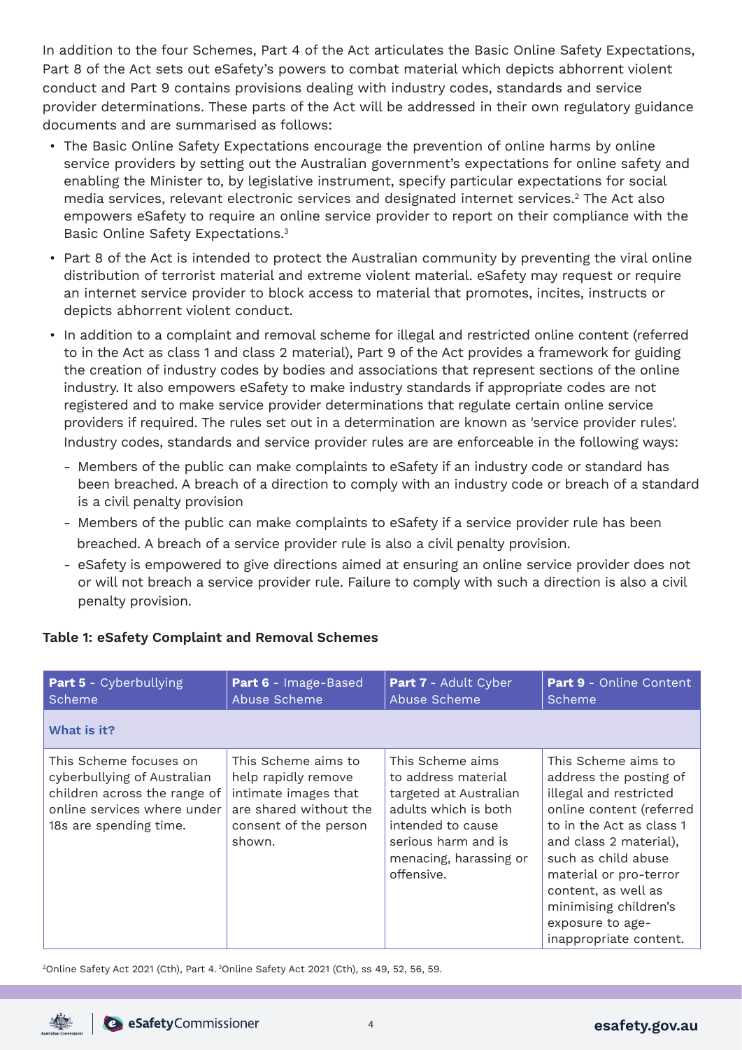In addition to the four Schemes, Part 4 of the Act articulates the Basic Online Safety Expectations, Part 8 of the Act sets out eSafety's powers to combat material which depicts abhorrent violent conduct and Part 9 contains provisions dealing with industry codes, standards and service provider determinations. These parts of the Act will be addressed in their own regulatory guidance documents and are summarised as follows:

- The Basic Online Safety Expectations encourage the prevention of online harms by online service providers by setting out the Australian government's expectations for online safety and enabling the Minister to, by legislative instrument, specify particular expectations for social media services, relevant electronic services and designated internet services.[2] The Act also empowers eSafety to require an online service provider to report on their compliance with the Basic Online Safety Expectations.[3]
- Part 8 of the Act is intended to protect the Australian community by preventing the viral online distribution of terrorist material and extreme violent material. eSafety may request or require an internet service provider to block access to material that promotes, incites, instructs or depicts abhorrent violent conduct.
- In addition to a complaint and removal scheme for illegal and restricted online content (referred to in the Act as class 1 and class 2 material), Part 9 of the Act provides a framework for guiding the creation of industry codes by bodies and associations that represent sections of the online industry. It also empowers eSafety to make industry standards if appropriate codes are not registered and to make service provider determinations that regulate certain online service providers if required. The rules set out in a determination are known as 'service provider rules'. Industry codes, standards and service provider rules are are enforceable in the following ways:
  - Members of the public can make complaints to eSafety if an industry code or standard has been breached. A breach of a direction to comply with an industry code or breach of a standard is a civil penalty provision
  - Members of the public can make complaints to eSafety if a service provider rule has been breached. A breach of a service provider rule is also a civil penalty provision.
  - eSafety is empowered to give directions aimed at ensuring an online service provider does not or will not breach a service provider rule. Failure to comply with such a direction is also a civil penalty provision.

**Table 1: eSafety Complaint and Removal Schemes**

| **Part 5** - Cyberbullying Scheme | **Part 6** - Image-Based Abuse Scheme | **Part 7** - Adult Cyber Abuse Scheme | **Part 9** - Online Content Scheme |
|---|---|---|---|
| **What is it?** | | | |
| This Scheme focuses on cyberbullying of Australian children across the range of online services where under 18s are spending time. | This Scheme aims to help rapidly remove intimate images that are shared without the consent of the person shown. | This Scheme aims to address material targeted at Australian adults which is both intended to cause serious harm and is menacing, harassing or offensive. | This Scheme aims to address the posting of illegal and restricted online content (referred to in the Act as class 1 and class 2 material), such as child abuse material or pro-terror content, as well as minimising children's exposure to age-inappropriate content. |

[2] Online Safety Act 2021 (Cth), Part 4. [3] Online Safety Act 2021 (Cth), ss 49, 52, 56, 59.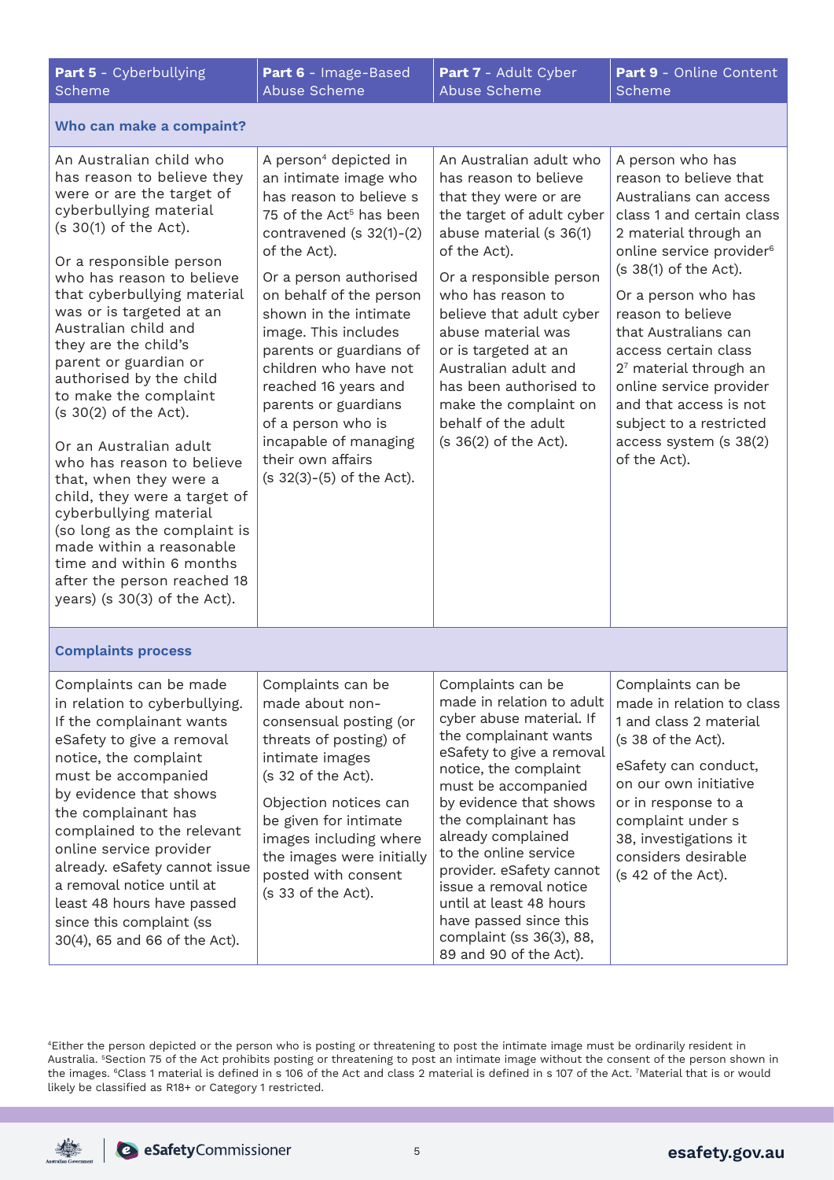| **Part 5** - Cyberbullying Scheme | **Part 6** - Image-Based Abuse Scheme | **Part 7** - Adult Cyber Abuse Scheme | **Part 9** - Online Content Scheme |
|---|---|---|---|
| **Who can make a compaint?** | | | |
| An Australian child who has reason to believe they were or are the target of cyberbullying material (s 30(1) of the Act).<br><br>Or a responsible person who has reason to believe that cyberbullying material was or is targeted at an Australian child and they are the child's parent or guardian or authorised by the child to make the complaint (s 30(2) of the Act).<br><br>Or an Australian adult who has reason to believe that, when they were a child, they were a target of cyberbullying material (so long as the complaint is made within a reasonable time and within 6 months after the person reached 18 years) (s 30(3) of the Act). | A person[4] depicted in an intimate image who has reason to believe s 75 of the Act[5] has been contravened (s 32(1)-(2) of the Act).<br><br>Or a person authorised on behalf of the person shown in the intimate image. This includes parents or guardians of children who have not reached 16 years and parents or guardians of a person who is incapable of managing their own affairs (s 32(3)-(5) of the Act). | An Australian adult who has reason to believe that they were or are the target of adult cyber abuse material (s 36(1) of the Act).<br><br>Or a responsible person who has reason to believe that adult cyber abuse material was or is targeted at an Australian adult and has been authorised to make the complaint on behalf of the adult (s 36(2) of the Act). | A person who has reason to believe that Australians can access class 1 and certain class 2 material through an online service provider[6] (s 38(1) of the Act).<br><br>Or a person who has reason to believe that Australians can access certain class 2[7] material through an online service provider and that access is not subject to a restricted access system (s 38(2) of the Act). |
| **Complaints process** | | | |
| Complaints can be made in relation to cyberbullying. If the complainant wants eSafety to give a removal notice, the complaint must be accompanied by evidence that shows the complainant has complained to the relevant online service provider already. eSafety cannot issue a removal notice until at least 48 hours have passed since this complaint (ss 30(4), 65 and 66 of the Act). | Complaints can be made about non-consensual posting (or threats of posting) of intimate images (s 32 of the Act).<br><br>Objection notices can be given for intimate images including where the images were initially posted with consent (s 33 of the Act). | Complaints can be made in relation to adult cyber abuse material. If the complainant wants eSafety to give a removal notice, the complaint must be accompanied by evidence that shows the complainant has already complained to the online service provider. eSafety cannot issue a removal notice until at least 48 hours have passed since this complaint (ss 36(3), 88, 89 and 90 of the Act). | Complaints can be made in relation to class 1 and class 2 material (s 38 of the Act).<br><br>eSafety can conduct, on our own initiative or in response to a complaint under s 38, investigations it considers desirable (s 42 of the Act). |

[4]Either the person depicted or the person who is posting or threatening to post the intimate image must be ordinarily resident in Australia. [5]Section 75 of the Act prohibits posting or threatening to post an intimate image without the consent of the person shown in the images. [6]Class 1 material is defined in s 106 of the Act and class 2 material is defined in s 107 of the Act. [7]Material that is or would likely be classified as R18+ or Category 1 restricted.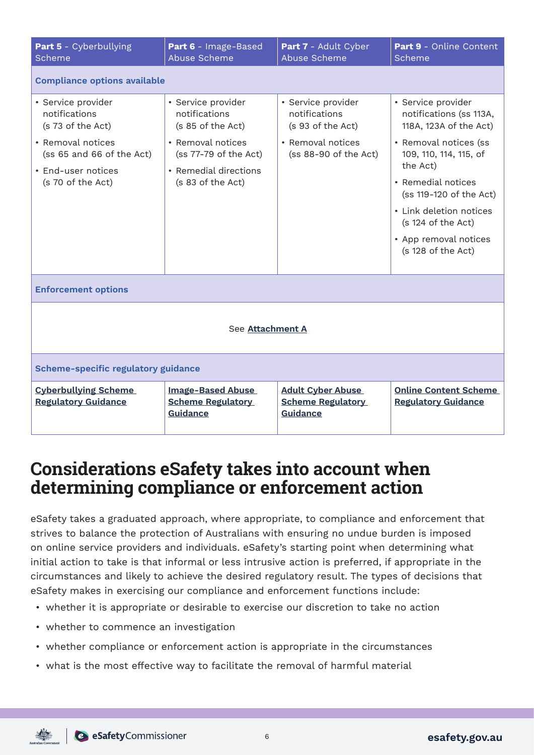| **Part 5** - Cyberbullying Scheme | **Part 6** - Image-Based Abuse Scheme | **Part 7** - Adult Cyber Abuse Scheme | **Part 9** - Online Content Scheme |
|---|---|---|---|
| **Compliance options available** | | | |
| • Service provider notifications (s 73 of the Act)<br>• Removal notices (ss 65 and 66 of the Act)<br>• End-user notices (s 70 of the Act) | • Service provider notifications (s 85 of the Act)<br>• Removal notices (ss 77-79 of the Act)<br>• Remedial directions (s 83 of the Act) | • Service provider notifications (s 93 of the Act)<br>• Removal notices (ss 88-90 of the Act) | • Service provider notifications (ss 113A, 118A, 123A of the Act)<br>• Removal notices (ss 109, 110, 114, 115, of the Act)<br>• Remedial notices (ss 119-120 of the Act)<br>• Link deletion notices (s 124 of the Act)<br>• App removal notices (s 128 of the Act) |
| **Enforcement options** | | | |
| See **Attachment A** | | | |
| **Scheme-specific regulatory guidance** | | | |
| **Cyberbullying Scheme Regulatory Guidance** | **Image-Based Abuse Scheme Regulatory Guidance** | **Adult Cyber Abuse Scheme Regulatory Guidance** | **Online Content Scheme Regulatory Guidance** |

# Considerations eSafety takes into account when determining compliance or enforcement action

eSafety takes a graduated approach, where appropriate, to compliance and enforcement that strives to balance the protection of Australians with ensuring no undue burden is imposed on online service providers and individuals. eSafety's starting point when determining what initial action to take is that informal or less intrusive action is preferred, if appropriate in the circumstances and likely to achieve the desired regulatory result. The types of decisions that eSafety makes in exercising our compliance and enforcement functions include:

- whether it is appropriate or desirable to exercise our discretion to take no action
- whether to commence an investigation
- whether compliance or enforcement action is appropriate in the circumstances
- what is the most effective way to facilitate the removal of harmful material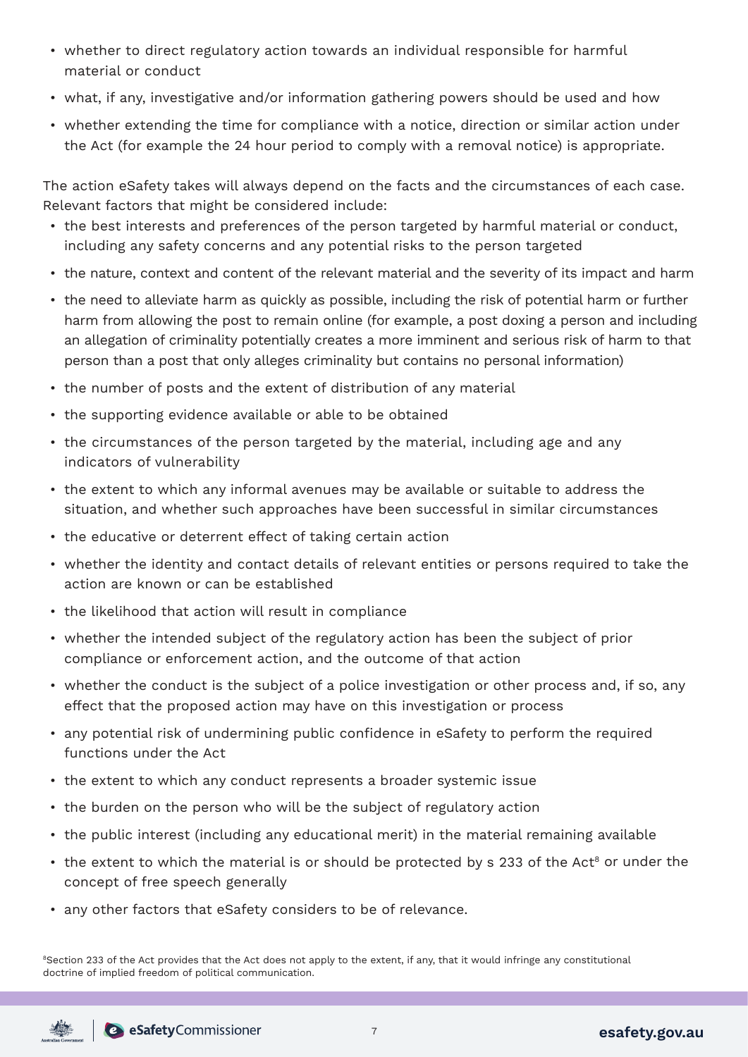- whether to direct regulatory action towards an individual responsible for harmful material or conduct
- what, if any, investigative and/or information gathering powers should be used and how
- whether extending the time for compliance with a notice, direction or similar action under the Act (for example the 24 hour period to comply with a removal notice) is appropriate.

The action eSafety takes will always depend on the facts and the circumstances of each case. Relevant factors that might be considered include:

- the best interests and preferences of the person targeted by harmful material or conduct, including any safety concerns and any potential risks to the person targeted
- the nature, context and content of the relevant material and the severity of its impact and harm
- the need to alleviate harm as quickly as possible, including the risk of potential harm or further harm from allowing the post to remain online (for example, a post doxing a person and including an allegation of criminality potentially creates a more imminent and serious risk of harm to that person than a post that only alleges criminality but contains no personal information)
- the number of posts and the extent of distribution of any material
- the supporting evidence available or able to be obtained
- the circumstances of the person targeted by the material, including age and any indicators of vulnerability
- the extent to which any informal avenues may be available or suitable to address the situation, and whether such approaches have been successful in similar circumstances
- the educative or deterrent effect of taking certain action
- whether the identity and contact details of relevant entities or persons required to take the action are known or can be established
- the likelihood that action will result in compliance
- whether the intended subject of the regulatory action has been the subject of prior compliance or enforcement action, and the outcome of that action
- whether the conduct is the subject of a police investigation or other process and, if so, any effect that the proposed action may have on this investigation or process
- any potential risk of undermining public confidence in eSafety to perform the required functions under the Act
- the extent to which any conduct represents a broader systemic issue
- the burden on the person who will be the subject of regulatory action
- the public interest (including any educational merit) in the material remaining available
- the extent to which the material is or should be protected by s 233 of the Act[8] or under the concept of free speech generally
- any other factors that eSafety considers to be of relevance.

[8] Section 233 of the Act provides that the Act does not apply to the extent, if any, that it would infringe any constitutional doctrine of implied freedom of political communication.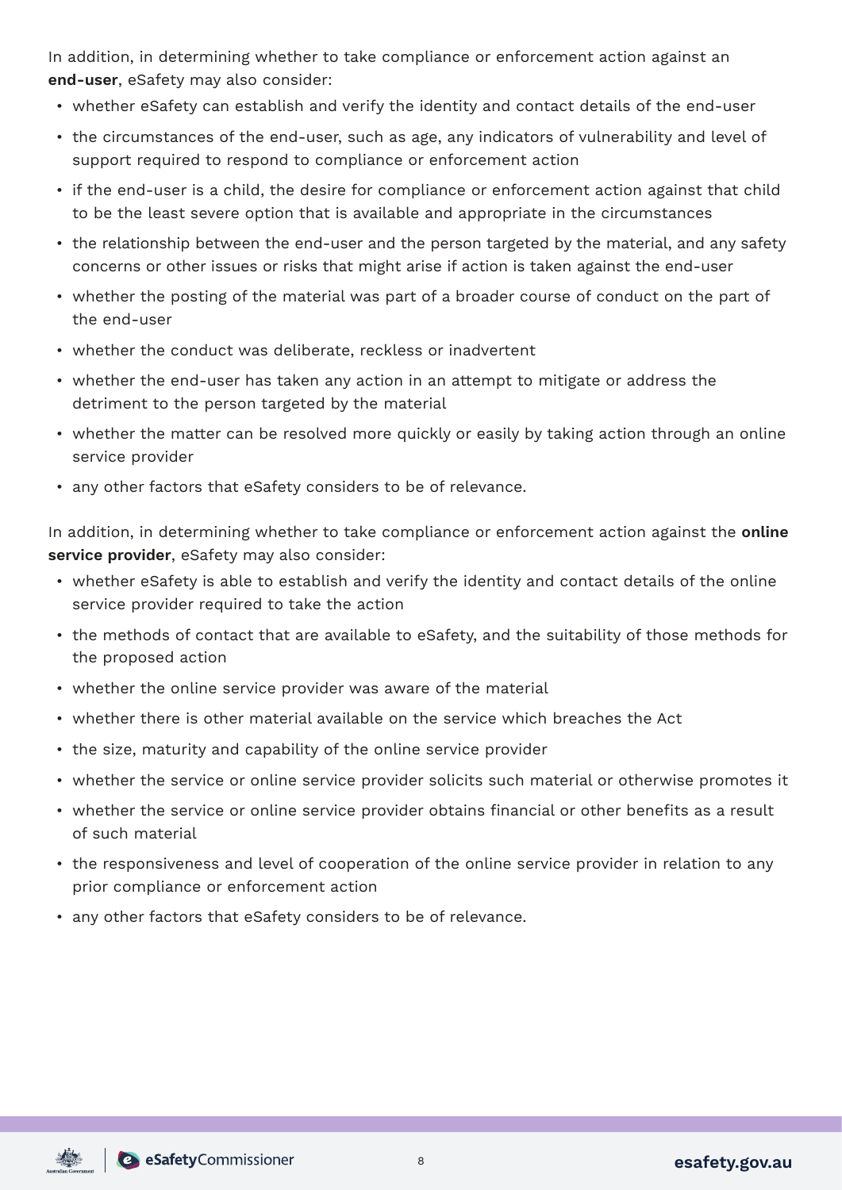In addition, in determining whether to take compliance or enforcement action against an **end-user**, eSafety may also consider:

- whether eSafety can establish and verify the identity and contact details of the end-user
- the circumstances of the end-user, such as age, any indicators of vulnerability and level of support required to respond to compliance or enforcement action
- if the end-user is a child, the desire for compliance or enforcement action against that child to be the least severe option that is available and appropriate in the circumstances
- the relationship between the end-user and the person targeted by the material, and any safety concerns or other issues or risks that might arise if action is taken against the end-user
- whether the posting of the material was part of a broader course of conduct on the part of the end-user
- whether the conduct was deliberate, reckless or inadvertent
- whether the end-user has taken any action in an attempt to mitigate or address the detriment to the person targeted by the material
- whether the matter can be resolved more quickly or easily by taking action through an online service provider
- any other factors that eSafety considers to be of relevance.

In addition, in determining whether to take compliance or enforcement action against the **online service provider**, eSafety may also consider:

- whether eSafety is able to establish and verify the identity and contact details of the online service provider required to take the action
- the methods of contact that are available to eSafety, and the suitability of those methods for the proposed action
- whether the online service provider was aware of the material
- whether there is other material available on the service which breaches the Act
- the size, maturity and capability of the online service provider
- whether the service or online service provider solicits such material or otherwise promotes it
- whether the service or online service provider obtains financial or other benefits as a result of such material
- the responsiveness and level of cooperation of the online service provider in relation to any prior compliance or enforcement action
- any other factors that eSafety considers to be of relevance.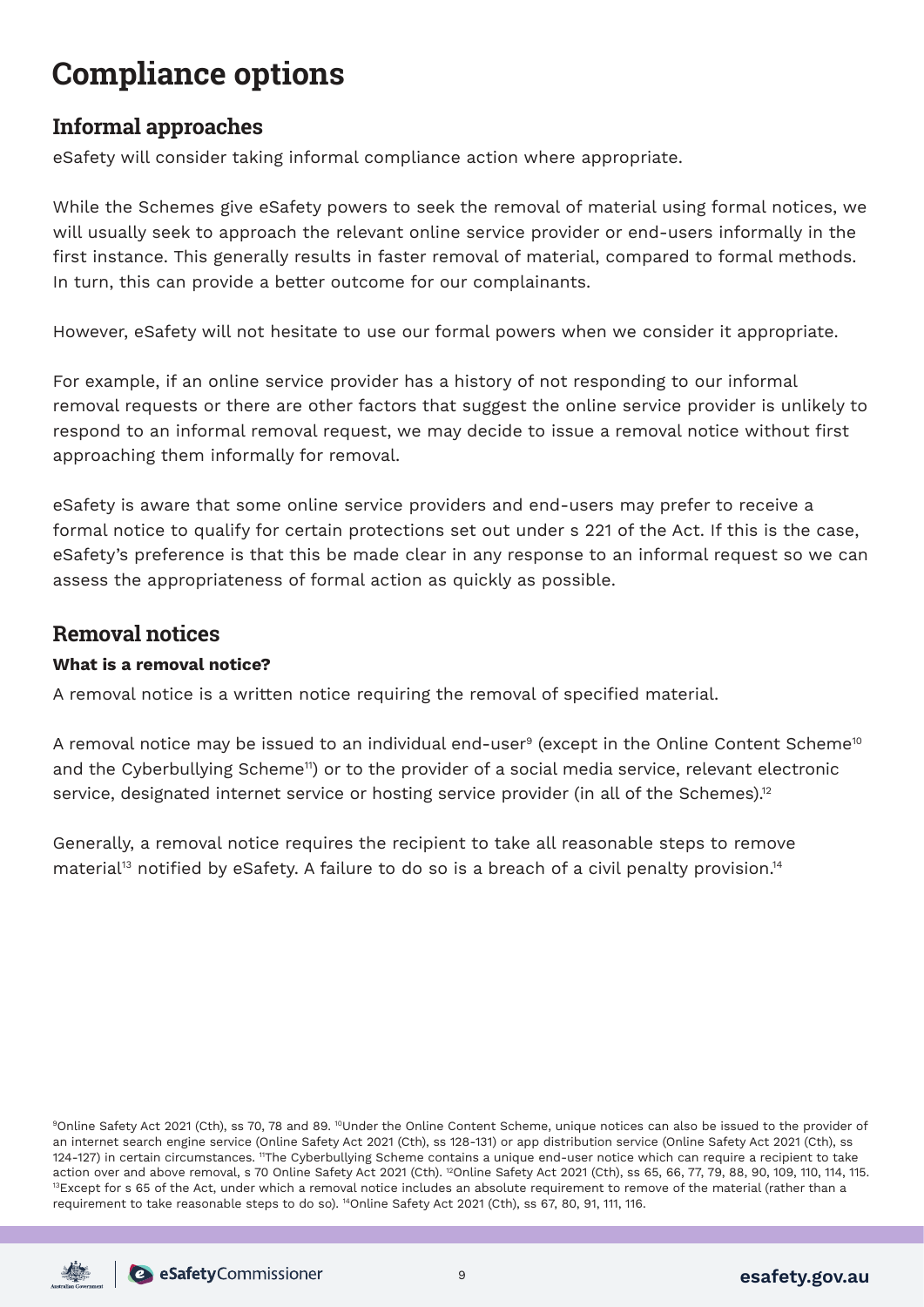# Compliance options

## Informal approaches

eSafety will consider taking informal compliance action where appropriate.

While the Schemes give eSafety powers to seek the removal of material using formal notices, we will usually seek to approach the relevant online service provider or end-users informally in the first instance. This generally results in faster removal of material, compared to formal methods. In turn, this can provide a better outcome for our complainants.

However, eSafety will not hesitate to use our formal powers when we consider it appropriate.

For example, if an online service provider has a history of not responding to our informal removal requests or there are other factors that suggest the online service provider is unlikely to respond to an informal removal request, we may decide to issue a removal notice without first approaching them informally for removal.

eSafety is aware that some online service providers and end-users may prefer to receive a formal notice to qualify for certain protections set out under s 221 of the Act. If this is the case, eSafety's preference is that this be made clear in any response to an informal request so we can assess the appropriateness of formal action as quickly as possible.

## Removal notices

### What is a removal notice?

A removal notice is a written notice requiring the removal of specified material.

A removal notice may be issued to an individual end-user[9] (except in the Online Content Scheme[10] and the Cyberbullying Scheme[11]) or to the provider of a social media service, relevant electronic service, designated internet service or hosting service provider (in all of the Schemes).[12]

Generally, a removal notice requires the recipient to take all reasonable steps to remove material[13] notified by eSafety. A failure to do so is a breach of a civil penalty provision.[14]

[9]Online Safety Act 2021 (Cth), ss 70, 78 and 89. [10]Under the Online Content Scheme, unique notices can also be issued to the provider of an internet search engine service (Online Safety Act 2021 (Cth), ss 128-131) or app distribution service (Online Safety Act 2021 (Cth), ss 124-127) in certain circumstances. [11]The Cyberbullying Scheme contains a unique end-user notice which can require a recipient to take action over and above removal, s 70 Online Safety Act 2021 (Cth). [12]Online Safety Act 2021 (Cth), ss 65, 66, 77, 79, 88, 90, 109, 110, 114, 115. [13]Except for s 65 of the Act, under which a removal notice includes an absolute requirement to remove of the material (rather than a requirement to take reasonable steps to do so). [14]Online Safety Act 2021 (Cth), ss 67, 80, 91, 111, 116.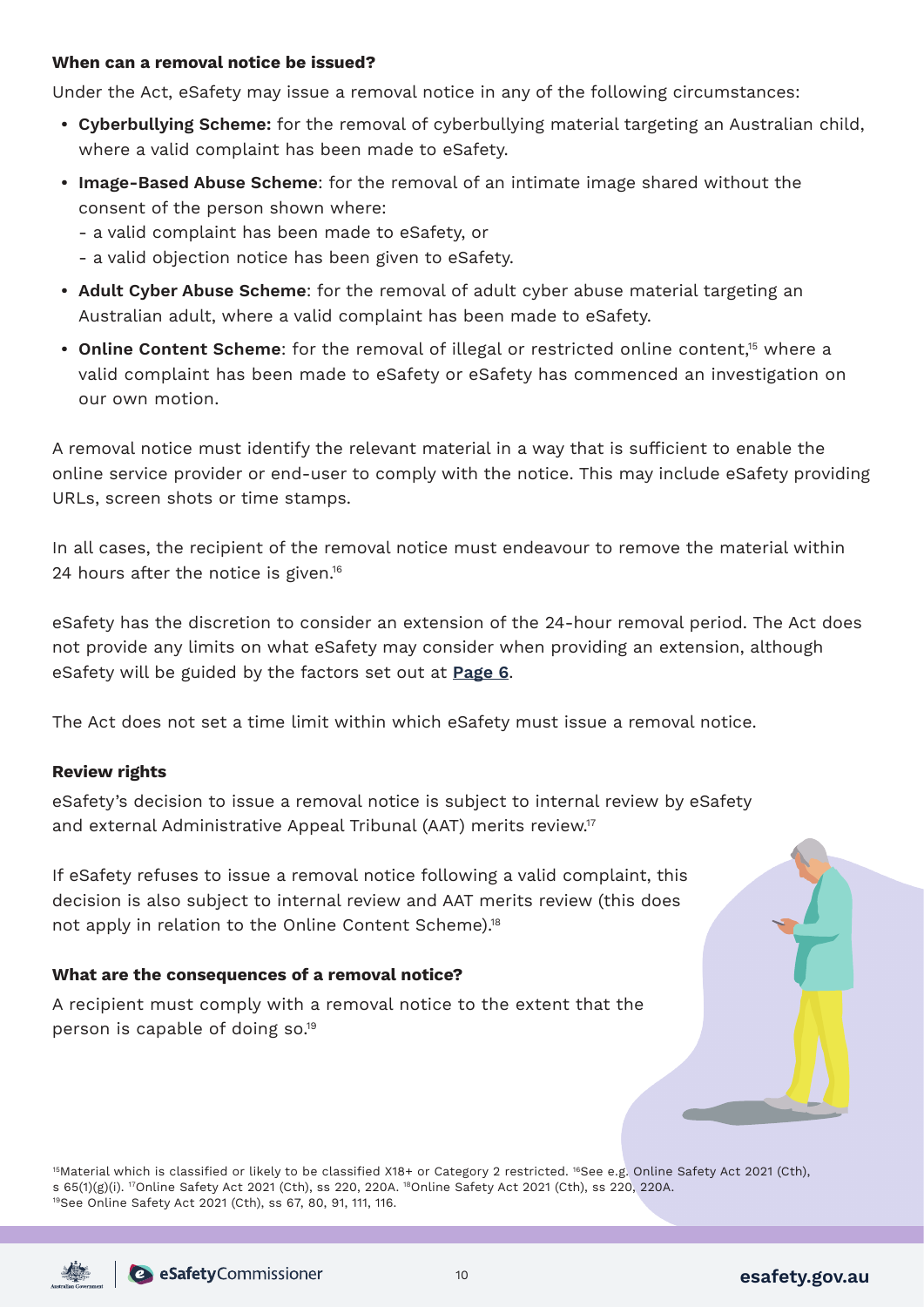### When can a removal notice be issued?

Under the Act, eSafety may issue a removal notice in any of the following circumstances:

- **Cyberbullying Scheme:** for the removal of cyberbullying material targeting an Australian child, where a valid complaint has been made to eSafety.
- **Image-Based Abuse Scheme**: for the removal of an intimate image shared without the consent of the person shown where:
  - a valid complaint has been made to eSafety, or
  - a valid objection notice has been given to eSafety.
- **Adult Cyber Abuse Scheme**: for the removal of adult cyber abuse material targeting an Australian adult, where a valid complaint has been made to eSafety.
- **Online Content Scheme**: for the removal of illegal or restricted online content,[15] where a valid complaint has been made to eSafety or eSafety has commenced an investigation on our own motion.

A removal notice must identify the relevant material in a way that is sufficient to enable the online service provider or end-user to comply with the notice. This may include eSafety providing URLs, screen shots or time stamps.

In all cases, the recipient of the removal notice must endeavour to remove the material within 24 hours after the notice is given.[16]

eSafety has the discretion to consider an extension of the 24-hour removal period. The Act does not provide any limits on what eSafety may consider when providing an extension, although eSafety will be guided by the factors set out at **Page 6**.

The Act does not set a time limit within which eSafety must issue a removal notice.

### Review rights

eSafety's decision to issue a removal notice is subject to internal review by eSafety and external Administrative Appeal Tribunal (AAT) merits review.[17]

If eSafety refuses to issue a removal notice following a valid complaint, this decision is also subject to internal review and AAT merits review (this does not apply in relation to the Online Content Scheme).[18]

### What are the consequences of a removal notice?

A recipient must comply with a removal notice to the extent that the person is capable of doing so.[19]

[15] Material which is classified or likely to be classified X18+ or Category 2 restricted. [16] See e.g. Online Safety Act 2021 (Cth), s 65(1)(g)(i). [17] Online Safety Act 2021 (Cth), ss 220, 220A. [18] Online Safety Act 2021 (Cth), ss 220, 220A. [19] See Online Safety Act 2021 (Cth), ss 67, 80, 91, 111, 116.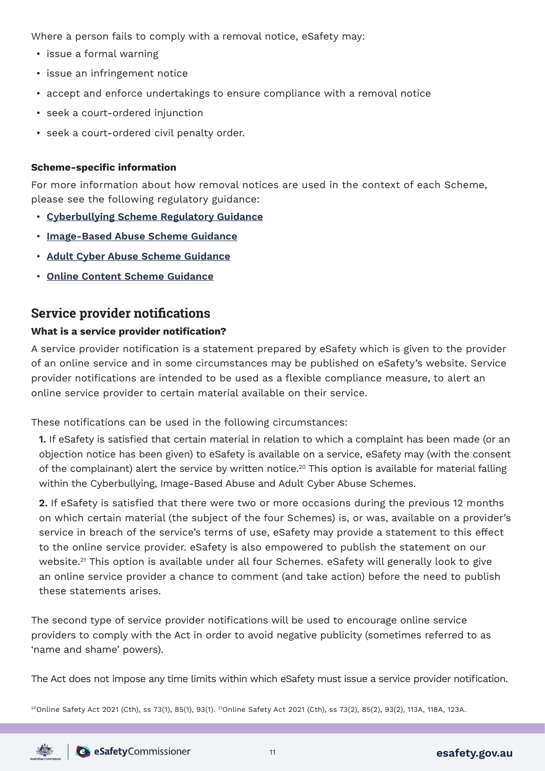Where a person fails to comply with a removal notice, eSafety may:

- issue a formal warning
- issue an infringement notice
- accept and enforce undertakings to ensure compliance with a removal notice
- seek a court-ordered injunction
- seek a court-ordered civil penalty order.

**Scheme-specific information**

For more information about how removal notices are used in the context of each Scheme, please see the following regulatory guidance:

- **Cyberbullying Scheme Regulatory Guidance**
- **Image-Based Abuse Scheme Guidance**
- **Adult Cyber Abuse Scheme Guidance**
- **Online Content Scheme Guidance**

## Service provider notifications

**What is a service provider notification?**

A service provider notification is a statement prepared by eSafety which is given to the provider of an online service and in some circumstances may be published on eSafety's website. Service provider notifications are intended to be used as a flexible compliance measure, to alert an online service provider to certain material available on their service.

These notifications can be used in the following circumstances:

1. If eSafety is satisfied that certain material in relation to which a complaint has been made (or an objection notice has been given) to eSafety is available on a service, eSafety may (with the consent of the complainant) alert the service by written notice.[20] This option is available for material falling within the Cyberbullying, Image-Based Abuse and Adult Cyber Abuse Schemes.

2. If eSafety is satisfied that there were two or more occasions during the previous 12 months on which certain material (the subject of the four Schemes) is, or was, available on a provider's service in breach of the service's terms of use, eSafety may provide a statement to this effect to the online service provider. eSafety is also empowered to publish the statement on our website.[21] This option is available under all four Schemes. eSafety will generally look to give an online service provider a chance to comment (and take action) before the need to publish these statements arises.

The second type of service provider notifications will be used to encourage online service providers to comply with the Act in order to avoid negative publicity (sometimes referred to as 'name and shame' powers).

The Act does not impose any time limits within which eSafety must issue a service provider notification.

[20] Online Safety Act 2021 (Cth), ss 73(1), 85(1), 93(1). [21] Online Safety Act 2021 (Cth), ss 73(2), 85(2), 93(2), 113A, 118A, 123A.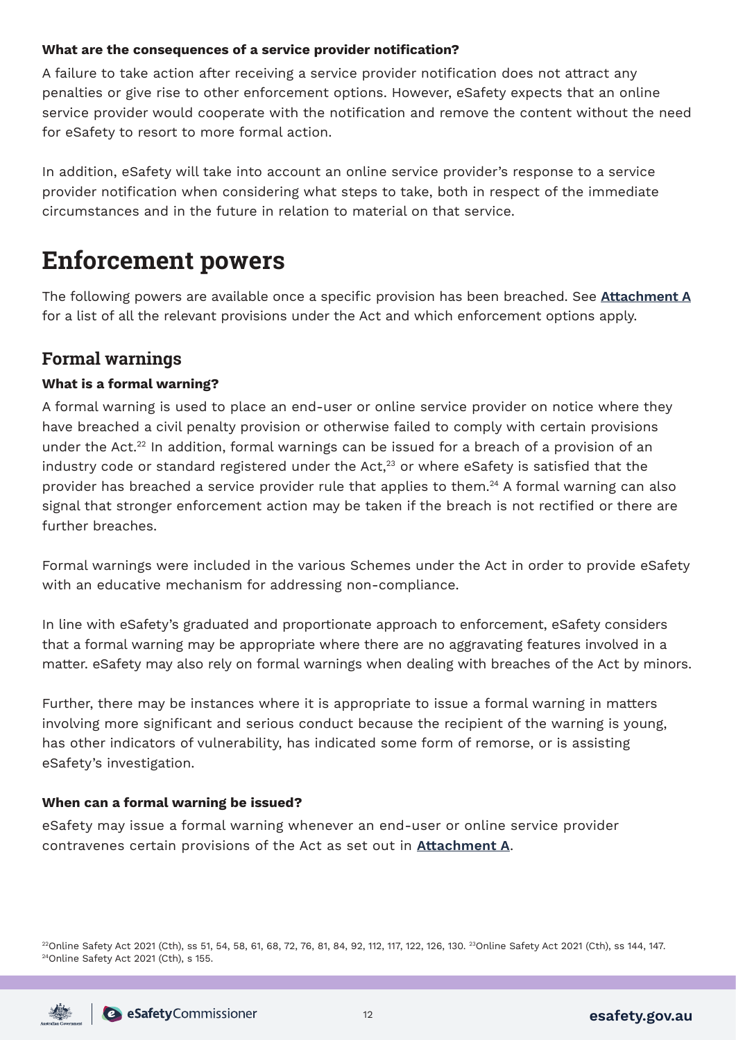#### What are the consequences of a service provider notification?

A failure to take action after receiving a service provider notification does not attract any penalties or give rise to other enforcement options. However, eSafety expects that an online service provider would cooperate with the notification and remove the content without the need for eSafety to resort to more formal action.

In addition, eSafety will take into account an online service provider's response to a service provider notification when considering what steps to take, both in respect of the immediate circumstances and in the future in relation to material on that service.

# Enforcement powers

The following powers are available once a specific provision has been breached. See **Attachment A** for a list of all the relevant provisions under the Act and which enforcement options apply.

## Formal warnings

#### What is a formal warning?

A formal warning is used to place an end-user or online service provider on notice where they have breached a civil penalty provision or otherwise failed to comply with certain provisions under the Act.[22] In addition, formal warnings can be issued for a breach of a provision of an industry code or standard registered under the Act,[23] or where eSafety is satisfied that the provider has breached a service provider rule that applies to them.[24] A formal warning can also signal that stronger enforcement action may be taken if the breach is not rectified or there are further breaches.

Formal warnings were included in the various Schemes under the Act in order to provide eSafety with an educative mechanism for addressing non-compliance.

In line with eSafety's graduated and proportionate approach to enforcement, eSafety considers that a formal warning may be appropriate where there are no aggravating features involved in a matter. eSafety may also rely on formal warnings when dealing with breaches of the Act by minors.

Further, there may be instances where it is appropriate to issue a formal warning in matters involving more significant and serious conduct because the recipient of the warning is young, has other indicators of vulnerability, has indicated some form of remorse, or is assisting eSafety's investigation.

#### When can a formal warning be issued?

eSafety may issue a formal warning whenever an end-user or online service provider contravenes certain provisions of the Act as set out in **Attachment A**.

[22] Online Safety Act 2021 (Cth), ss 51, 54, 58, 61, 68, 72, 76, 81, 84, 92, 112, 117, 122, 126, 130. [23] Online Safety Act 2021 (Cth), ss 144, 147.
[24] Online Safety Act 2021 (Cth), s 155.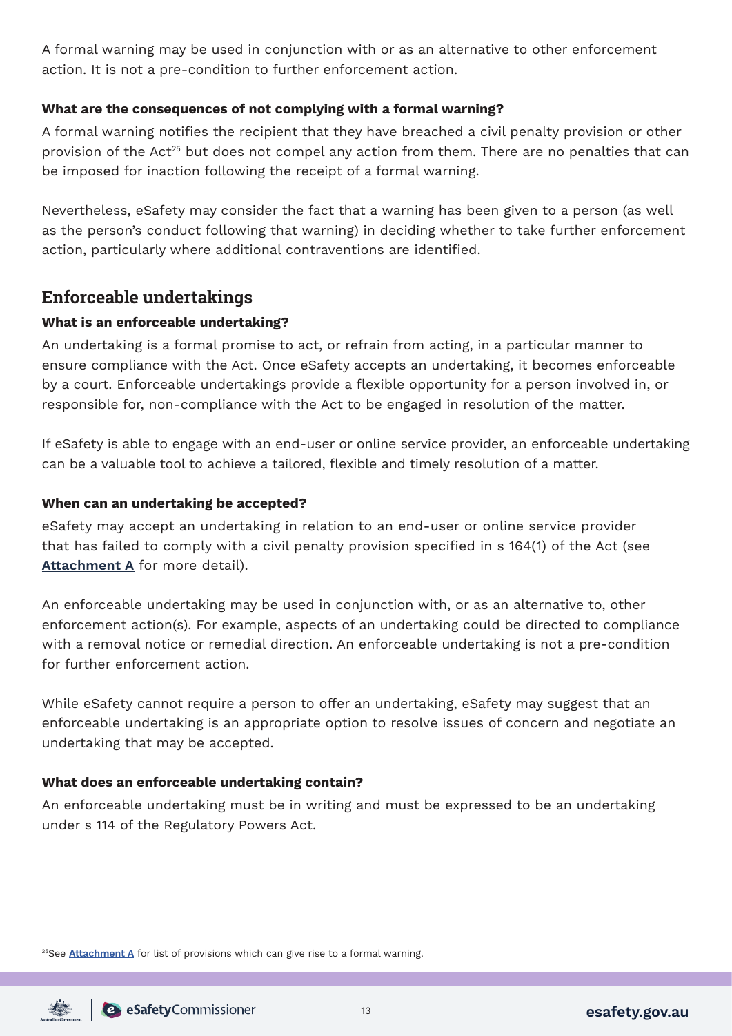A formal warning may be used in conjunction with or as an alternative to other enforcement action. It is not a pre-condition to further enforcement action.

#### What are the consequences of not complying with a formal warning?

A formal warning notifies the recipient that they have breached a civil penalty provision or other provision of the Act[25] but does not compel any action from them. There are no penalties that can be imposed for inaction following the receipt of a formal warning.

Nevertheless, eSafety may consider the fact that a warning has been given to a person (as well as the person's conduct following that warning) in deciding whether to take further enforcement action, particularly where additional contraventions are identified.

## Enforceable undertakings

#### What is an enforceable undertaking?

An undertaking is a formal promise to act, or refrain from acting, in a particular manner to ensure compliance with the Act. Once eSafety accepts an undertaking, it becomes enforceable by a court. Enforceable undertakings provide a flexible opportunity for a person involved in, or responsible for, non-compliance with the Act to be engaged in resolution of the matter.

If eSafety is able to engage with an end-user or online service provider, an enforceable undertaking can be a valuable tool to achieve a tailored, flexible and timely resolution of a matter.

#### When can an undertaking be accepted?

eSafety may accept an undertaking in relation to an end-user or online service provider that has failed to comply with a civil penalty provision specified in s 164(1) of the Act (see **Attachment A** for more detail).

An enforceable undertaking may be used in conjunction with, or as an alternative to, other enforcement action(s). For example, aspects of an undertaking could be directed to compliance with a removal notice or remedial direction. An enforceable undertaking is not a pre-condition for further enforcement action.

While eSafety cannot require a person to offer an undertaking, eSafety may suggest that an enforceable undertaking is an appropriate option to resolve issues of concern and negotiate an undertaking that may be accepted.

#### What does an enforceable undertaking contain?

An enforceable undertaking must be in writing and must be expressed to be an undertaking under s 114 of the Regulatory Powers Act.

[25]See **Attachment A** for list of provisions which can give rise to a formal warning.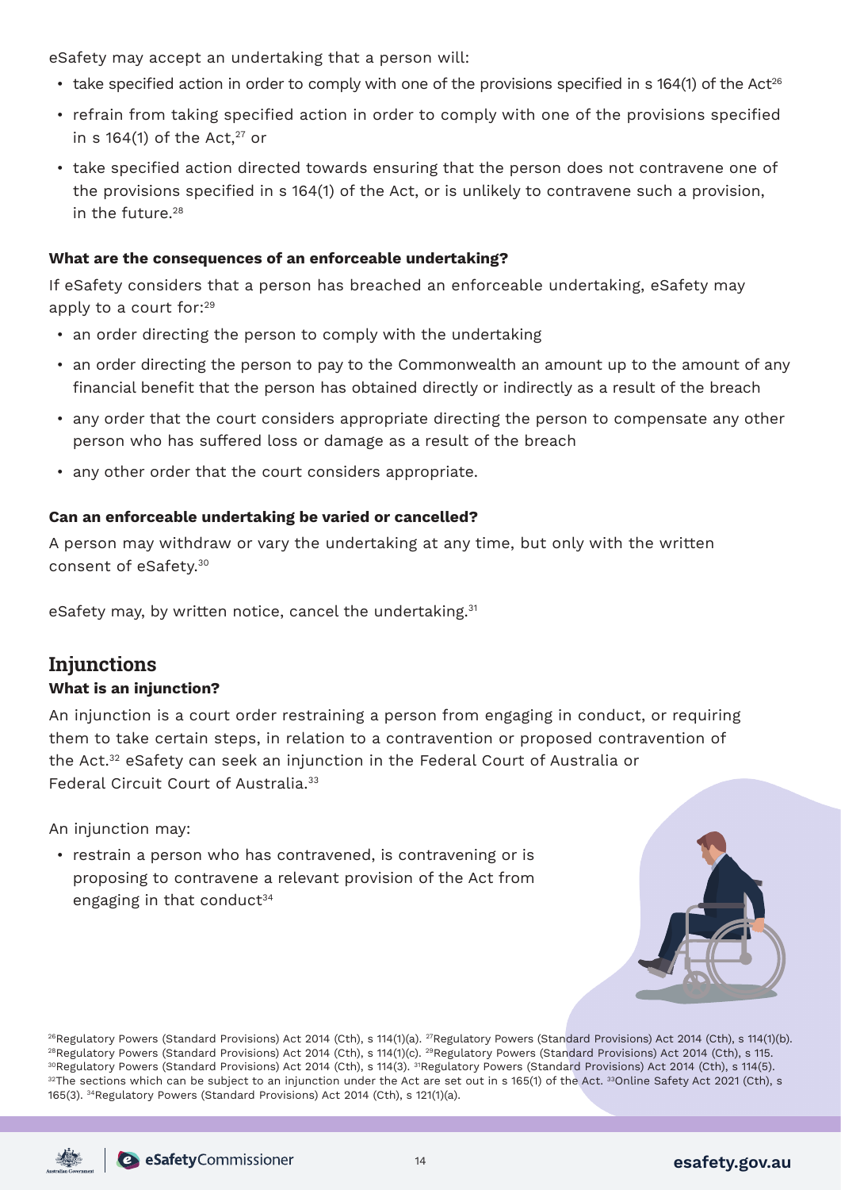eSafety may accept an undertaking that a person will:

- take specified action in order to comply with one of the provisions specified in s 164(1) of the Act[26]
- refrain from taking specified action in order to comply with one of the provisions specified in s 164(1) of the Act,[27] or
- take specified action directed towards ensuring that the person does not contravene one of the provisions specified in s 164(1) of the Act, or is unlikely to contravene such a provision, in the future.[28]

**What are the consequences of an enforceable undertaking?**

If eSafety considers that a person has breached an enforceable undertaking, eSafety may apply to a court for:[29]

- an order directing the person to comply with the undertaking
- an order directing the person to pay to the Commonwealth an amount up to the amount of any financial benefit that the person has obtained directly or indirectly as a result of the breach
- any order that the court considers appropriate directing the person to compensate any other person who has suffered loss or damage as a result of the breach
- any other order that the court considers appropriate.

**Can an enforceable undertaking be varied or cancelled?**

A person may withdraw or vary the undertaking at any time, but only with the written consent of eSafety.[30]

eSafety may, by written notice, cancel the undertaking.[31]

## Injunctions

**What is an injunction?**

An injunction is a court order restraining a person from engaging in conduct, or requiring them to take certain steps, in relation to a contravention or proposed contravention of the Act.[32] eSafety can seek an injunction in the Federal Court of Australia or Federal Circuit Court of Australia.[33]

An injunction may:

- restrain a person who has contravened, is contravening or is proposing to contravene a relevant provision of the Act from engaging in that conduct[34]

[26]Regulatory Powers (Standard Provisions) Act 2014 (Cth), s 114(1)(a). [27]Regulatory Powers (Standard Provisions) Act 2014 (Cth), s 114(1)(b). [28]Regulatory Powers (Standard Provisions) Act 2014 (Cth), s 114(1)(c). [29]Regulatory Powers (Standard Provisions) Act 2014 (Cth), s 115. [30]Regulatory Powers (Standard Provisions) Act 2014 (Cth), s 114(3). [31]Regulatory Powers (Standard Provisions) Act 2014 (Cth), s 114(5). [32]The sections which can be subject to an injunction under the Act are set out in s 165(1) of the Act. [33]Online Safety Act 2021 (Cth), s 165(3). [34]Regulatory Powers (Standard Provisions) Act 2014 (Cth), s 121(1)(a).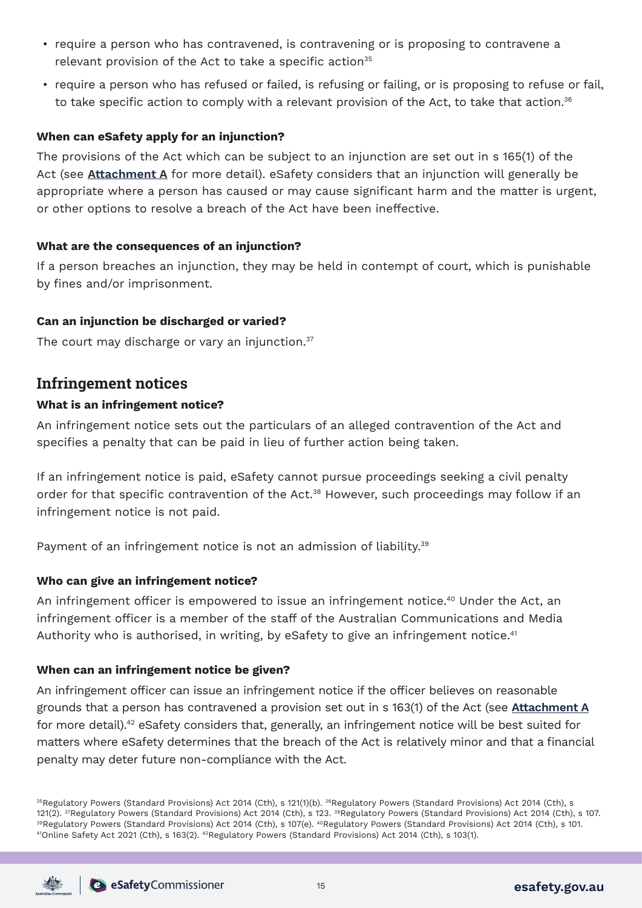- require a person who has contravened, is contravening or is proposing to contravene a relevant provision of the Act to take a specific action[35]
- require a person who has refused or failed, is refusing or failing, or is proposing to refuse or fail, to take specific action to comply with a relevant provision of the Act, to take that action.[36]

**When can eSafety apply for an injunction?**

The provisions of the Act which can be subject to an injunction are set out in s 165(1) of the Act (see **Attachment A** for more detail). eSafety considers that an injunction will generally be appropriate where a person has caused or may cause significant harm and the matter is urgent, or other options to resolve a breach of the Act have been ineffective.

**What are the consequences of an injunction?**

If a person breaches an injunction, they may be held in contempt of court, which is punishable by fines and/or imprisonment.

**Can an injunction be discharged or varied?**

The court may discharge or vary an injunction.[37]

## Infringement notices

**What is an infringement notice?**

An infringement notice sets out the particulars of an alleged contravention of the Act and specifies a penalty that can be paid in lieu of further action being taken.

If an infringement notice is paid, eSafety cannot pursue proceedings seeking a civil penalty order for that specific contravention of the Act.[38] However, such proceedings may follow if an infringement notice is not paid.

Payment of an infringement notice is not an admission of liability.[39]

**Who can give an infringement notice?**

An infringement officer is empowered to issue an infringement notice.[40] Under the Act, an infringement officer is a member of the staff of the Australian Communications and Media Authority who is authorised, in writing, by eSafety to give an infringement notice.[41]

**When can an infringement notice be given?**

An infringement officer can issue an infringement notice if the officer believes on reasonable grounds that a person has contravened a provision set out in s 163(1) of the Act (see **Attachment A** for more detail).[42] eSafety considers that, generally, an infringement notice will be best suited for matters where eSafety determines that the breach of the Act is relatively minor and that a financial penalty may deter future non-compliance with the Act.

[35] Regulatory Powers (Standard Provisions) Act 2014 (Cth), s 121(1)(b). [36] Regulatory Powers (Standard Provisions) Act 2014 (Cth), s 121(2). [37] Regulatory Powers (Standard Provisions) Act 2014 (Cth), s 123. [38] Regulatory Powers (Standard Provisions) Act 2014 (Cth), s 107. [39] Regulatory Powers (Standard Provisions) Act 2014 (Cth), s 107(e). [40] Regulatory Powers (Standard Provisions) Act 2014 (Cth), s 101. [41] Online Safety Act 2021 (Cth), s 163(2). [42] Regulatory Powers (Standard Provisions) Act 2014 (Cth), s 103(1).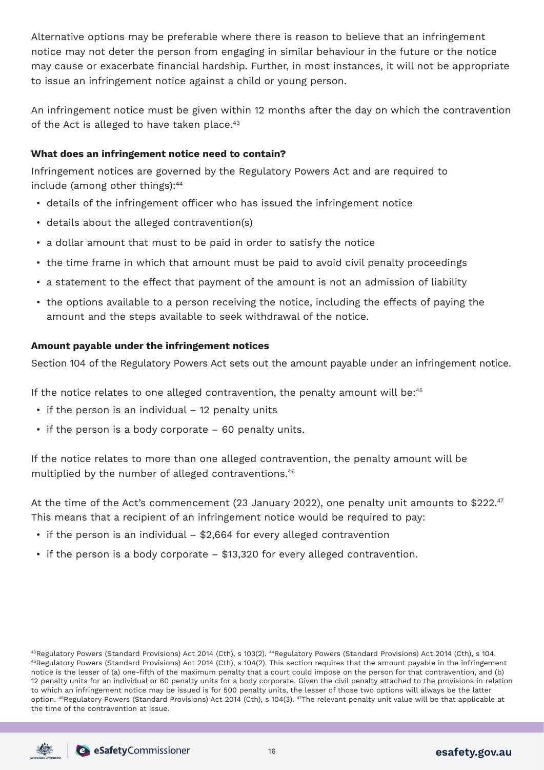Alternative options may be preferable where there is reason to believe that an infringement notice may not deter the person from engaging in similar behaviour in the future or the notice may cause or exacerbate financial hardship. Further, in most instances, it will not be appropriate to issue an infringement notice against a child or young person.

An infringement notice must be given within 12 months after the day on which the contravention of the Act is alleged to have taken place.[43]

**What does an infringement notice need to contain?**

Infringement notices are governed by the Regulatory Powers Act and are required to include (among other things):[44]

- details of the infringement officer who has issued the infringement notice
- details about the alleged contravention(s)
- a dollar amount that must to be paid in order to satisfy the notice
- the time frame in which that amount must be paid to avoid civil penalty proceedings
- a statement to the effect that payment of the amount is not an admission of liability
- the options available to a person receiving the notice, including the effects of paying the amount and the steps available to seek withdrawal of the notice.

**Amount payable under the infringement notices**

Section 104 of the Regulatory Powers Act sets out the amount payable under an infringement notice.

If the notice relates to one alleged contravention, the penalty amount will be:[45]

- if the person is an individual – 12 penalty units
- if the person is a body corporate – 60 penalty units.

If the notice relates to more than one alleged contravention, the penalty amount will be multiplied by the number of alleged contraventions.[46]

At the time of the Act's commencement (23 January 2022), one penalty unit amounts to $222.[47] This means that a recipient of an infringement notice would be required to pay:

- if the person is an individual – $2,664 for every alleged contravention
- if the person is a body corporate – $13,320 for every alleged contravention.

[43]Regulatory Powers (Standard Provisions) Act 2014 (Cth), s 103(2). [44]Regulatory Powers (Standard Provisions) Act 2014 (Cth), s 104. [45]Regulatory Powers (Standard Provisions) Act 2014 (Cth), s 104(2). This section requires that the amount payable in the infringement notice is the lesser of (a) one-fifth of the maximum penalty that a court could impose on the person for that contravention, and (b) 12 penalty units for an individual or 60 penalty units for a body corporate. Given the civil penalty attached to the provisions in relation to which an infringement notice may be issued is for 500 penalty units, the lesser of those two options will always be the latter option. [46]Regulatory Powers (Standard Provisions) Act 2014 (Cth), s 104(3). [47]The relevant penalty unit value will be that applicable at the time of the contravention at issue.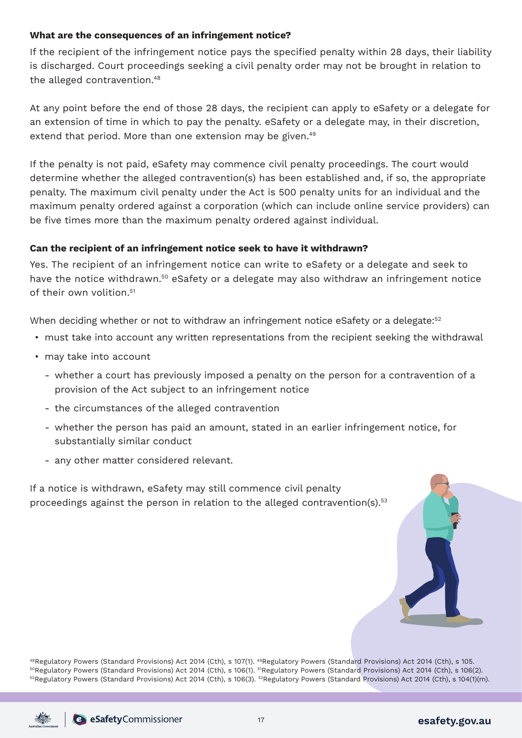**What are the consequences of an infringement notice?**

If the recipient of the infringement notice pays the specified penalty within 28 days, their liability is discharged. Court proceedings seeking a civil penalty order may not be brought in relation to the alleged contravention.[48]

At any point before the end of those 28 days, the recipient can apply to eSafety or a delegate for an extension of time in which to pay the penalty. eSafety or a delegate may, in their discretion, extend that period. More than one extension may be given.[49]

If the penalty is not paid, eSafety may commence civil penalty proceedings. The court would determine whether the alleged contravention(s) has been established and, if so, the appropriate penalty. The maximum civil penalty under the Act is 500 penalty units for an individual and the maximum penalty ordered against a corporation (which can include online service providers) can be five times more than the maximum penalty ordered against individual.

**Can the recipient of an infringement notice seek to have it withdrawn?**

Yes. The recipient of an infringement notice can write to eSafety or a delegate and seek to have the notice withdrawn.[50] eSafety or a delegate may also withdraw an infringement notice of their own volition.[51]

When deciding whether or not to withdraw an infringement notice eSafety or a delegate:[52]

- must take into account any written representations from the recipient seeking the withdrawal
- may take into account
  - whether a court has previously imposed a penalty on the person for a contravention of a provision of the Act subject to an infringement notice
  - the circumstances of the alleged contravention
  - whether the person has paid an amount, stated in an earlier infringement notice, for substantially similar conduct
  - any other matter considered relevant.

If a notice is withdrawn, eSafety may still commence civil penalty proceedings against the person in relation to the alleged contravention(s).[53]

[48] Regulatory Powers (Standard Provisions) Act 2014 (Cth), s 107(1). [49] Regulatory Powers (Standard Provisions) Act 2014 (Cth), s 105.
[50] Regulatory Powers (Standard Provisions) Act 2014 (Cth), s 106(1). [51] Regulatory Powers (Standard Provisions) Act 2014 (Cth), s 106(2).
[52] Regulatory Powers (Standard Provisions) Act 2014 (Cth), s 106(3). [53] Regulatory Powers (Standard Provisions) Act 2014 (Cth), s 104(1)(m).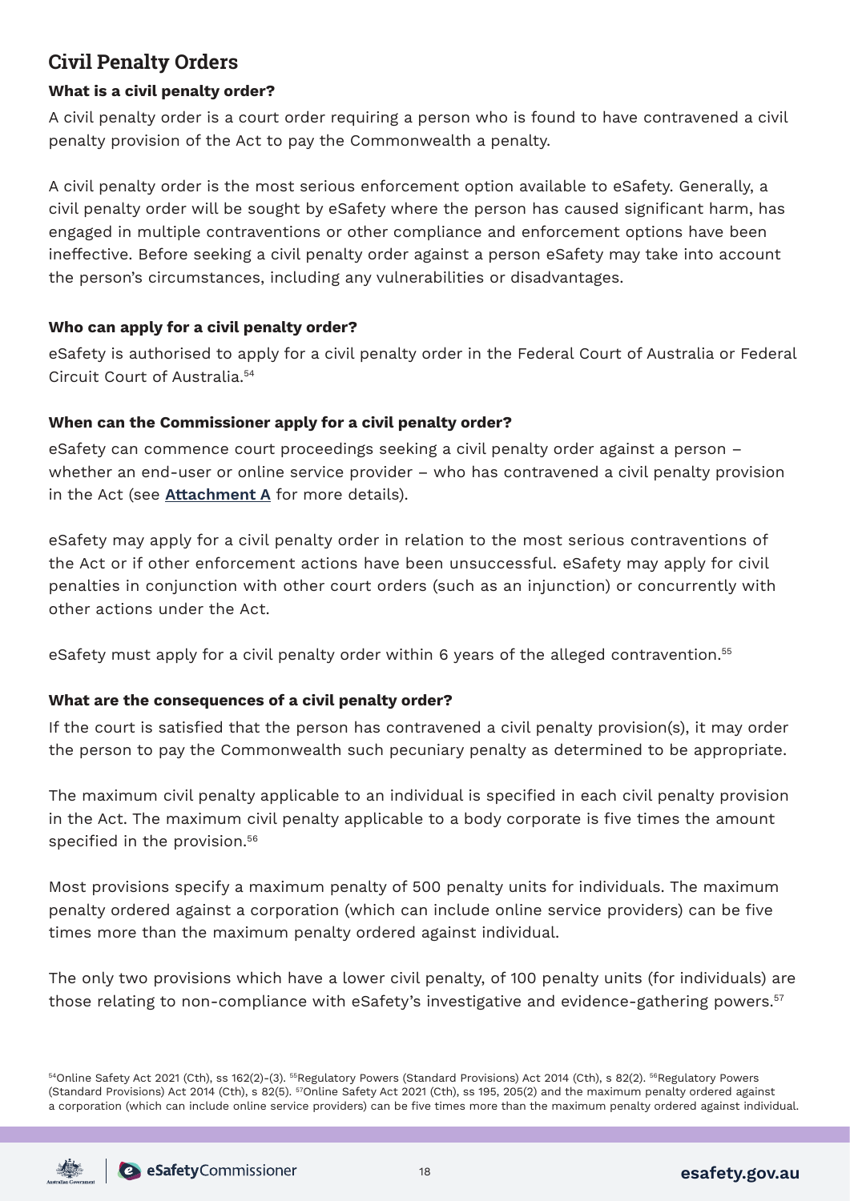## Civil Penalty Orders

**What is a civil penalty order?**

A civil penalty order is a court order requiring a person who is found to have contravened a civil penalty provision of the Act to pay the Commonwealth a penalty.

A civil penalty order is the most serious enforcement option available to eSafety. Generally, a civil penalty order will be sought by eSafety where the person has caused significant harm, has engaged in multiple contraventions or other compliance and enforcement options have been ineffective. Before seeking a civil penalty order against a person eSafety may take into account the person's circumstances, including any vulnerabilities or disadvantages.

**Who can apply for a civil penalty order?**

eSafety is authorised to apply for a civil penalty order in the Federal Court of Australia or Federal Circuit Court of Australia.[54]

**When can the Commissioner apply for a civil penalty order?**

eSafety can commence court proceedings seeking a civil penalty order against a person – whether an end-user or online service provider – who has contravened a civil penalty provision in the Act (see **Attachment A** for more details).

eSafety may apply for a civil penalty order in relation to the most serious contraventions of the Act or if other enforcement actions have been unsuccessful. eSafety may apply for civil penalties in conjunction with other court orders (such as an injunction) or concurrently with other actions under the Act.

eSafety must apply for a civil penalty order within 6 years of the alleged contravention.[55]

**What are the consequences of a civil penalty order?**

If the court is satisfied that the person has contravened a civil penalty provision(s), it may order the person to pay the Commonwealth such pecuniary penalty as determined to be appropriate.

The maximum civil penalty applicable to an individual is specified in each civil penalty provision in the Act. The maximum civil penalty applicable to a body corporate is five times the amount specified in the provision.[56]

Most provisions specify a maximum penalty of 500 penalty units for individuals. The maximum penalty ordered against a corporation (which can include online service providers) can be five times more than the maximum penalty ordered against individual.

The only two provisions which have a lower civil penalty, of 100 penalty units (for individuals) are those relating to non-compliance with eSafety's investigative and evidence-gathering powers.[57]

[54]Online Safety Act 2021 (Cth), ss 162(2)-(3). [55]Regulatory Powers (Standard Provisions) Act 2014 (Cth), s 82(2). [56]Regulatory Powers (Standard Provisions) Act 2014 (Cth), s 82(5). [57]Online Safety Act 2021 (Cth), ss 195, 205(2) and the maximum penalty ordered against a corporation (which can include online service providers) can be five times more than the maximum penalty ordered against individual.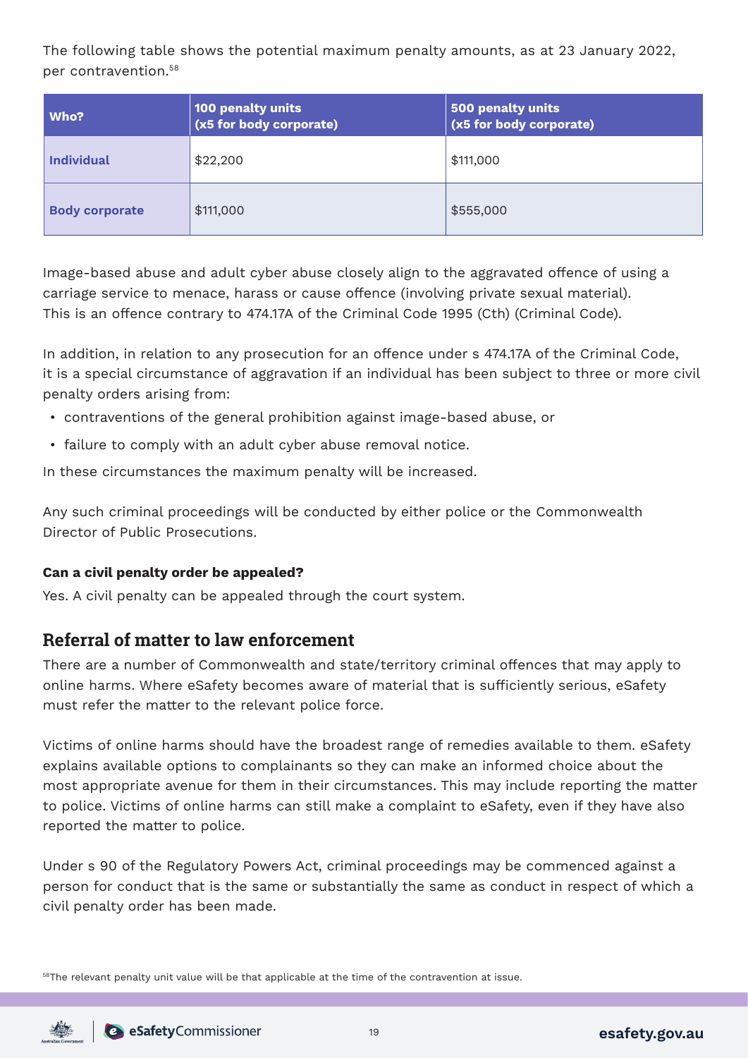The following table shows the potential maximum penalty amounts, as at 23 January 2022, per contravention.[58]

| Who? | 100 penalty units (x5 for body corporate) | 500 penalty units (x5 for body corporate) |
|---|---|---|
| **Individual** | $22,200 | $111,000 |
| **Body corporate** | $111,000 | $555,000 |

Image-based abuse and adult cyber abuse closely align to the aggravated offence of using a carriage service to menace, harass or cause offence (involving private sexual material). This is an offence contrary to 474.17A of the Criminal Code 1995 (Cth) (Criminal Code).

In addition, in relation to any prosecution for an offence under s 474.17A of the Criminal Code, it is a special circumstance of aggravation if an individual has been subject to three or more civil penalty orders arising from:

- contraventions of the general prohibition against image-based abuse, or
- failure to comply with an adult cyber abuse removal notice.

In these circumstances the maximum penalty will be increased.

Any such criminal proceedings will be conducted by either police or the Commonwealth Director of Public Prosecutions.

**Can a civil penalty order be appealed?**

Yes. A civil penalty can be appealed through the court system.

## Referral of matter to law enforcement

There are a number of Commonwealth and state/territory criminal offences that may apply to online harms. Where eSafety becomes aware of material that is sufficiently serious, eSafety must refer the matter to the relevant police force.

Victims of online harms should have the broadest range of remedies available to them. eSafety explains available options to complainants so they can make an informed choice about the most appropriate avenue for them in their circumstances. This may include reporting the matter to police. Victims of online harms can still make a complaint to eSafety, even if they have also reported the matter to police.

Under s 90 of the Regulatory Powers Act, criminal proceedings may be commenced against a person for conduct that is the same or substantially the same as conduct in respect of which a civil penalty order has been made.

[58] The relevant penalty unit value will be that applicable at the time of the contravention at issue.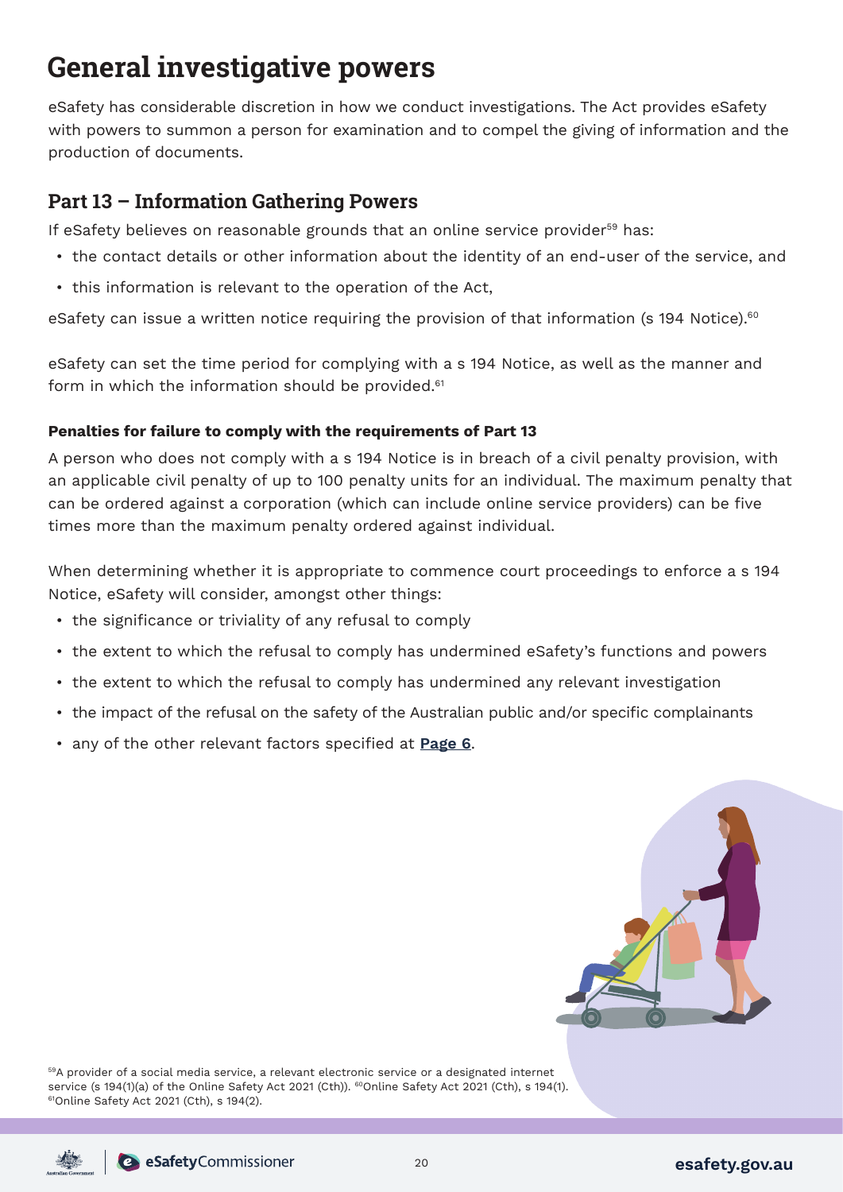# General investigative powers

eSafety has considerable discretion in how we conduct investigations. The Act provides eSafety with powers to summon a person for examination and to compel the giving of information and the production of documents.

## Part 13 – Information Gathering Powers

If eSafety believes on reasonable grounds that an online service provider[59] has:

- the contact details or other information about the identity of an end-user of the service, and
- this information is relevant to the operation of the Act,

eSafety can issue a written notice requiring the provision of that information (s 194 Notice).[60]

eSafety can set the time period for complying with a s 194 Notice, as well as the manner and form in which the information should be provided.[61]

### Penalties for failure to comply with the requirements of Part 13

A person who does not comply with a s 194 Notice is in breach of a civil penalty provision, with an applicable civil penalty of up to 100 penalty units for an individual. The maximum penalty that can be ordered against a corporation (which can include online service providers) can be five times more than the maximum penalty ordered against individual.

When determining whether it is appropriate to commence court proceedings to enforce a s 194 Notice, eSafety will consider, amongst other things:

- the significance or triviality of any refusal to comply
- the extent to which the refusal to comply has undermined eSafety's functions and powers
- the extent to which the refusal to comply has undermined any relevant investigation
- the impact of the refusal on the safety of the Australian public and/or specific complainants
- any of the other relevant factors specified at **Page 6**.

[59] A provider of a social media service, a relevant electronic service or a designated internet service (s 194(1)(a) of the Online Safety Act 2021 (Cth)). [60] Online Safety Act 2021 (Cth), s 194(1). [61] Online Safety Act 2021 (Cth), s 194(2).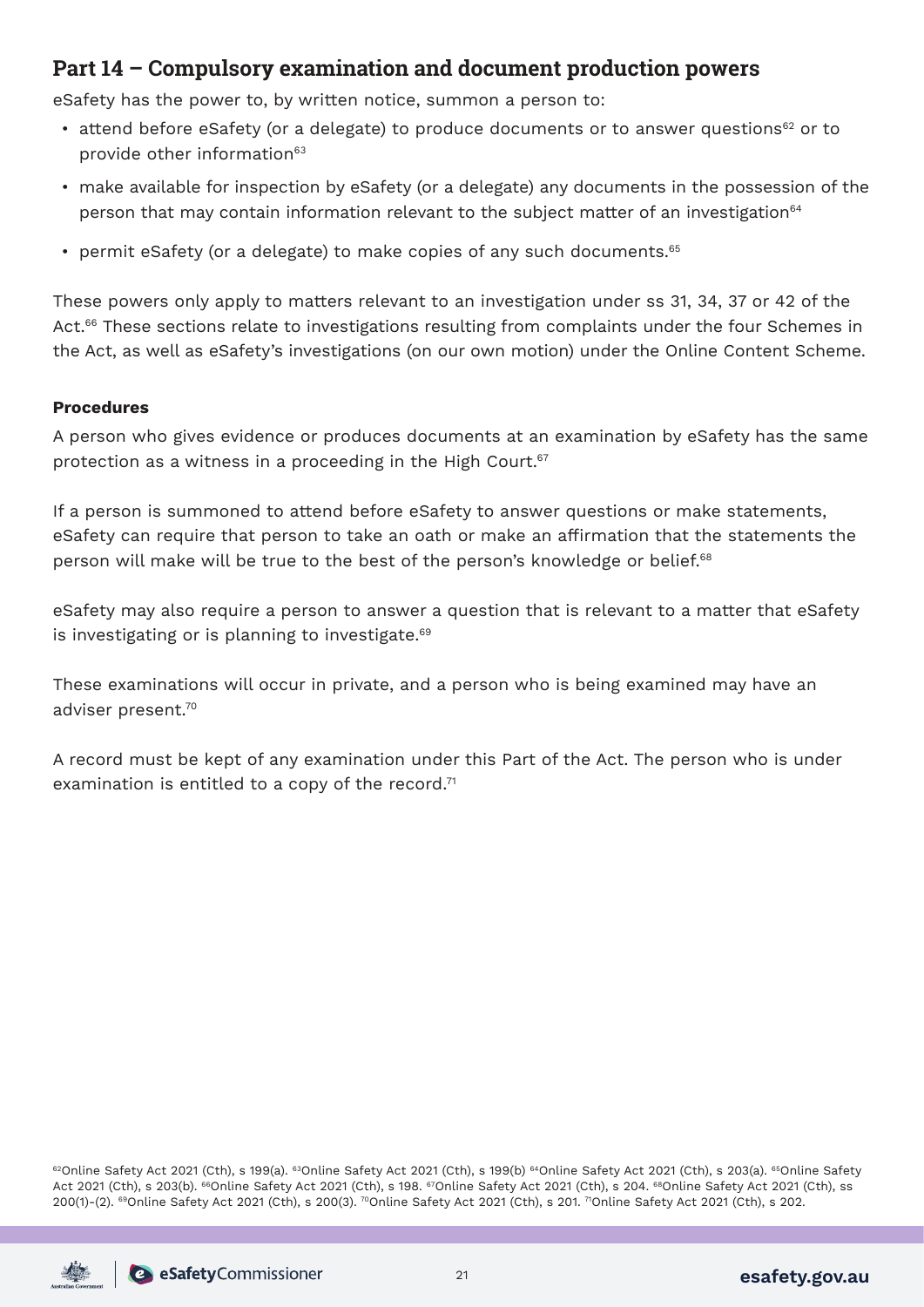## Part 14 – Compulsory examination and document production powers

eSafety has the power to, by written notice, summon a person to:

- attend before eSafety (or a delegate) to produce documents or to answer questions[62] or to provide other information[63]
- make available for inspection by eSafety (or a delegate) any documents in the possession of the person that may contain information relevant to the subject matter of an investigation[64]
- permit eSafety (or a delegate) to make copies of any such documents.[65]

These powers only apply to matters relevant to an investigation under ss 31, 34, 37 or 42 of the Act.[66] These sections relate to investigations resulting from complaints under the four Schemes in the Act, as well as eSafety's investigations (on our own motion) under the Online Content Scheme.

**Procedures**

A person who gives evidence or produces documents at an examination by eSafety has the same protection as a witness in a proceeding in the High Court.[67]

If a person is summoned to attend before eSafety to answer questions or make statements, eSafety can require that person to take an oath or make an affirmation that the statements the person will make will be true to the best of the person's knowledge or belief.[68]

eSafety may also require a person to answer a question that is relevant to a matter that eSafety is investigating or is planning to investigate.[69]

These examinations will occur in private, and a person who is being examined may have an adviser present.[70]

A record must be kept of any examination under this Part of the Act. The person who is under examination is entitled to a copy of the record.[71]

[62]Online Safety Act 2021 (Cth), s 199(a). [63]Online Safety Act 2021 (Cth), s 199(b) [64]Online Safety Act 2021 (Cth), s 203(a). [65]Online Safety Act 2021 (Cth), s 203(b). [66]Online Safety Act 2021 (Cth), s 198. [67]Online Safety Act 2021 (Cth), s 204. [68]Online Safety Act 2021 (Cth), ss 200(1)-(2). [69]Online Safety Act 2021 (Cth), s 200(3). [70]Online Safety Act 2021 (Cth), s 201. [71]Online Safety Act 2021 (Cth), s 202.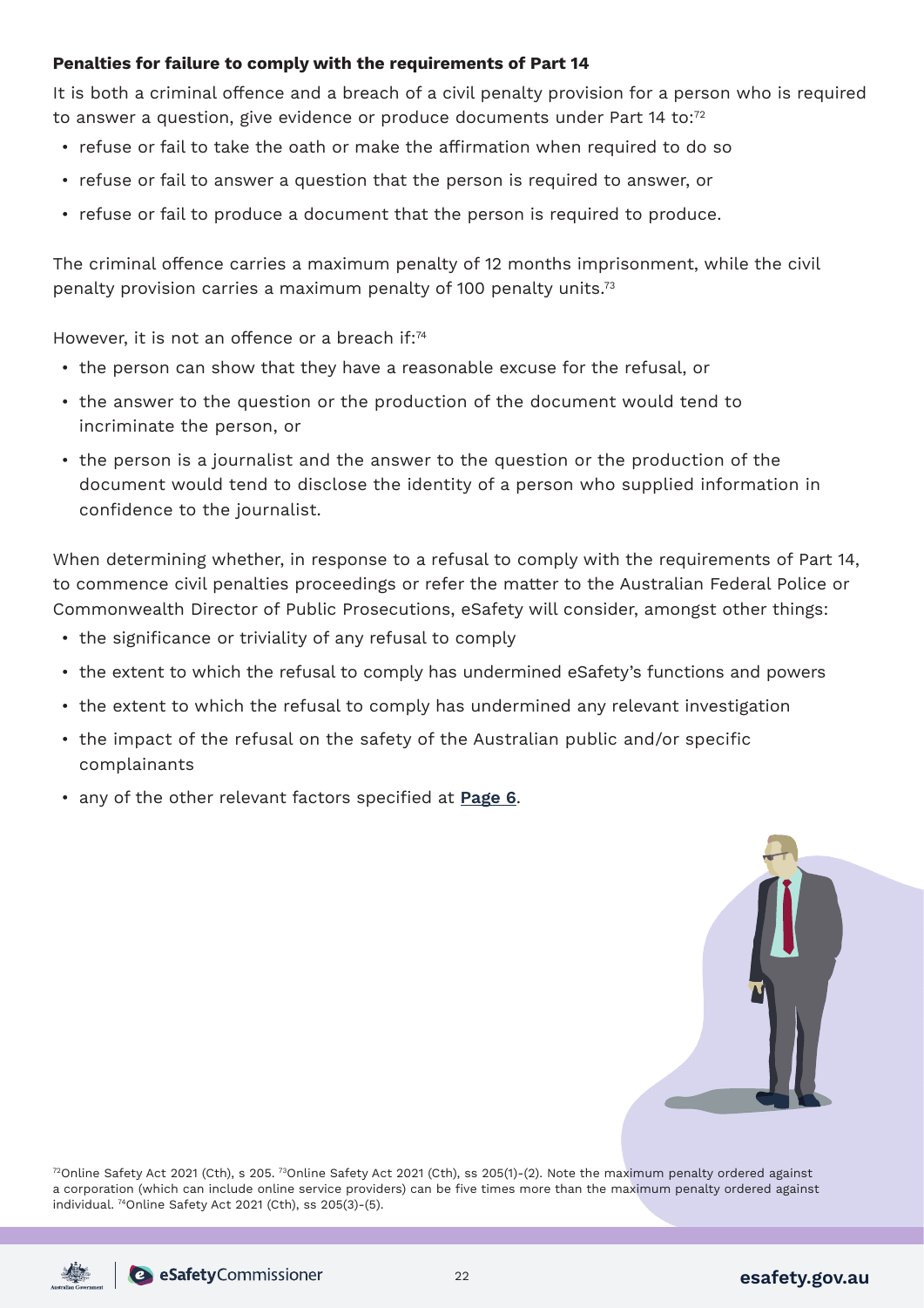**Penalties for failure to comply with the requirements of Part 14**

It is both a criminal offence and a breach of a civil penalty provision for a person who is required to answer a question, give evidence or produce documents under Part 14 to:[72]

- refuse or fail to take the oath or make the affirmation when required to do so
- refuse or fail to answer a question that the person is required to answer, or
- refuse or fail to produce a document that the person is required to produce.

The criminal offence carries a maximum penalty of 12 months imprisonment, while the civil penalty provision carries a maximum penalty of 100 penalty units.[73]

However, it is not an offence or a breach if:[74]

- the person can show that they have a reasonable excuse for the refusal, or
- the answer to the question or the production of the document would tend to incriminate the person, or
- the person is a journalist and the answer to the question or the production of the document would tend to disclose the identity of a person who supplied information in confidence to the journalist.

When determining whether, in response to a refusal to comply with the requirements of Part 14, to commence civil penalties proceedings or refer the matter to the Australian Federal Police or Commonwealth Director of Public Prosecutions, eSafety will consider, amongst other things:

- the significance or triviality of any refusal to comply
- the extent to which the refusal to comply has undermined eSafety's functions and powers
- the extent to which the refusal to comply has undermined any relevant investigation
- the impact of the refusal on the safety of the Australian public and/or specific complainants
- any of the other relevant factors specified at **Page 6**.

[72]Online Safety Act 2021 (Cth), s 205. [73]Online Safety Act 2021 (Cth), ss 205(1)-(2). Note the maximum penalty ordered against a corporation (which can include online service providers) can be five times more than the maximum penalty ordered against individual. [74]Online Safety Act 2021 (Cth), ss 205(3)-(5).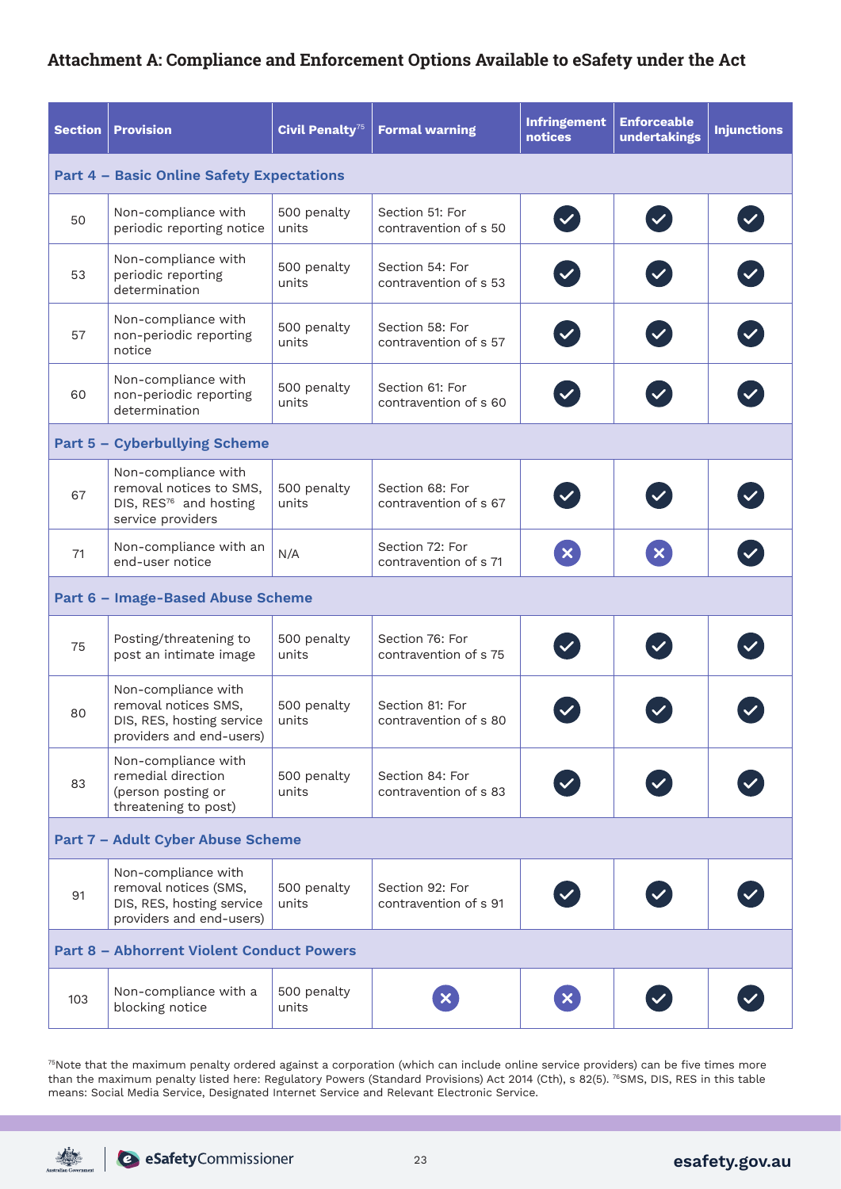## Attachment A: Compliance and Enforcement Options Available to eSafety under the Act

| Section | Provision | Civil Penalty[75] | Formal warning | Infringement notices | Enforceable undertakings | Injunctions |
|---|---|---|---|---|---|---|
| **Part 4 – Basic Online Safety Expectations** | | | | | | |
| 50 | Non-compliance with periodic reporting notice | 500 penalty units | Section 51: For contravention of s 50 | ✔ | ✔ | ✔ |
| 53 | Non-compliance with periodic reporting determination | 500 penalty units | Section 54: For contravention of s 53 | ✔ | ✔ | ✔ |
| 57 | Non-compliance with non-periodic reporting notice | 500 penalty units | Section 58: For contravention of s 57 | ✔ | ✔ | ✔ |
| 60 | Non-compliance with non-periodic reporting determination | 500 penalty units | Section 61: For contravention of s 60 | ✔ | ✔ | ✔ |
| **Part 5 – Cyberbullying Scheme** | | | | | | |
| 67 | Non-compliance with removal notices to SMS, DIS, RES[76] and hosting service providers | 500 penalty units | Section 68: For contravention of s 67 | ✔ | ✔ | ✔ |
| 71 | Non-compliance with an end-user notice | N/A | Section 72: For contravention of s 71 | ✘ | ✘ | ✔ |
| **Part 6 – Image-Based Abuse Scheme** | | | | | | |
| 75 | Posting/threatening to post an intimate image | 500 penalty units | Section 76: For contravention of s 75 | ✔ | ✔ | ✔ |
| 80 | Non-compliance with removal notices SMS, DIS, RES, hosting service providers and end-users) | 500 penalty units | Section 81: For contravention of s 80 | ✔ | ✔ | ✔ |
| 83 | Non-compliance with remedial direction (person posting or threatening to post) | 500 penalty units | Section 84: For contravention of s 83 | ✔ | ✔ | ✔ |
| **Part 7 – Adult Cyber Abuse Scheme** | | | | | | |
| 91 | Non-compliance with removal notices (SMS, DIS, RES, hosting service providers and end-users) | 500 penalty units | Section 92: For contravention of s 91 | ✔ | ✔ | ✔ |
| **Part 8 – Abhorrent Violent Conduct Powers** | | | | | | |
| 103 | Non-compliance with a blocking notice | 500 penalty units | ✘ | ✘ | ✔ | ✔ |

[75]Note that the maximum penalty ordered against a corporation (which can include online service providers) can be five times more than the maximum penalty listed here: Regulatory Powers (Standard Provisions) Act 2014 (Cth), s 82(5). [76]SMS, DIS, RES in this table means: Social Media Service, Designated Internet Service and Relevant Electronic Service.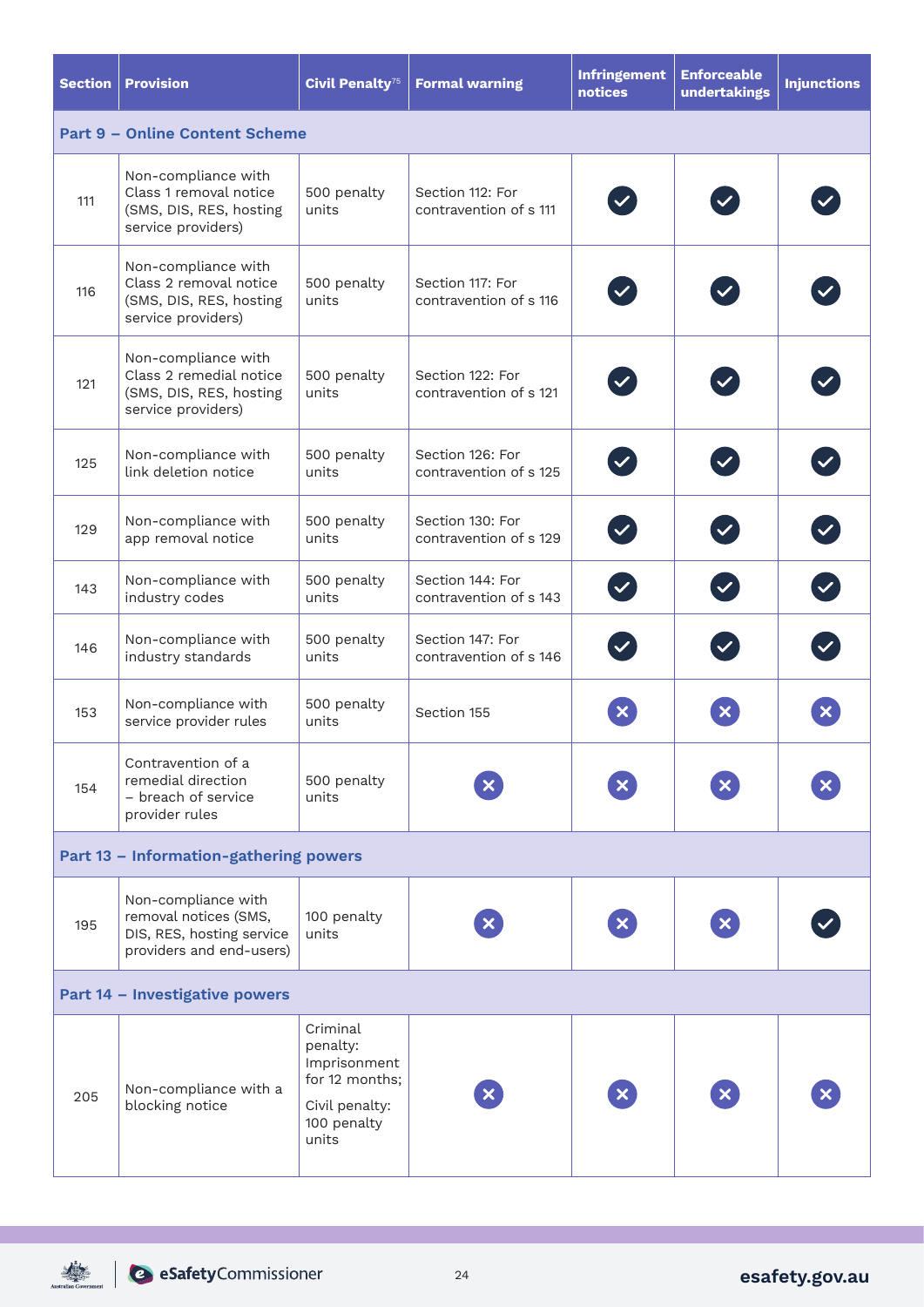| Section | Provision | Civil Penalty[75] | Formal warning | Infringement notices | Enforceable undertakings | Injunctions |
|---|---|---|---|---|---|---|
| **Part 9 – Online Content Scheme** | | | | | | |
| 111 | Non-compliance with Class 1 removal notice (SMS, DIS, RES, hosting service providers) | 500 penalty units | Section 112: For contravention of s 111 | ✔ | ✔ | ✔ |
| 116 | Non-compliance with Class 2 removal notice (SMS, DIS, RES, hosting service providers) | 500 penalty units | Section 117: For contravention of s 116 | ✔ | ✔ | ✔ |
| 121 | Non-compliance with Class 2 remedial notice (SMS, DIS, RES, hosting service providers) | 500 penalty units | Section 122: For contravention of s 121 | ✔ | ✔ | ✔ |
| 125 | Non-compliance with link deletion notice | 500 penalty units | Section 126: For contravention of s 125 | ✔ | ✔ | ✔ |
| 129 | Non-compliance with app removal notice | 500 penalty units | Section 130: For contravention of s 129 | ✔ | ✔ | ✔ |
| 143 | Non-compliance with industry codes | 500 penalty units | Section 144: For contravention of s 143 | ✔ | ✔ | ✔ |
| 146 | Non-compliance with industry standards | 500 penalty units | Section 147: For contravention of s 146 | ✔ | ✔ | ✔ |
| 153 | Non-compliance with service provider rules | 500 penalty units | Section 155 | ✘ | ✘ | ✘ |
| 154 | Contravention of a remedial direction – breach of service provider rules | 500 penalty units | ✘ | ✘ | ✘ | ✘ |
| **Part 13 – Information-gathering powers** | | | | | | |
| 195 | Non-compliance with removal notices (SMS, DIS, RES, hosting service providers and end-users) | 100 penalty units | ✘ | ✘ | ✘ | ✔ |
| **Part 14 – Investigative powers** | | | | | | |
| 205 | Non-compliance with a blocking notice | Criminal penalty: Imprisonment for 12 months; Civil penalty: 100 penalty units | ✘ | ✘ | ✘ | ✘ |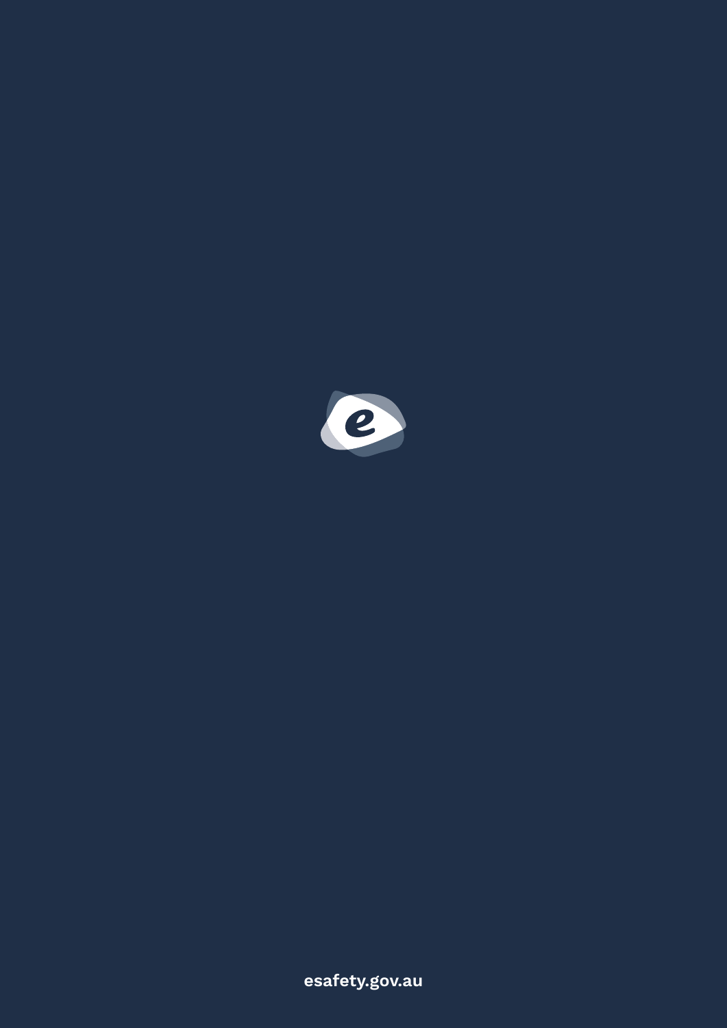esafety.gov.au